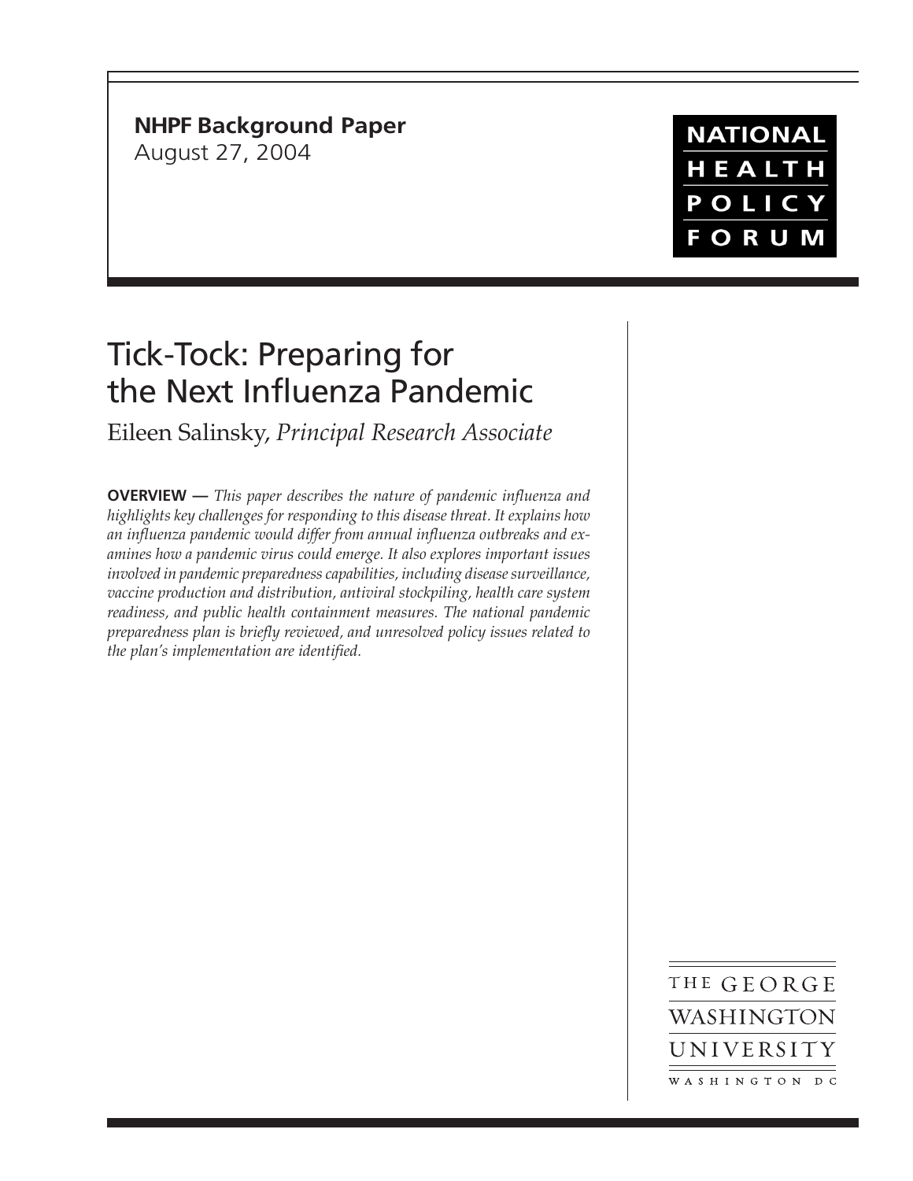**NHPF Background Paper**
August 27, 2004

NATIONAL HEALTH POLICY FORUM

# Tick-Tock: Preparing for the Next Influenza Pandemic

Eileen Salinsky, *Principal Research Associate*

**OVERVIEW —** *This paper describes the nature of pandemic influenza and highlights key challenges for responding to this disease threat. It explains how an influenza pandemic would differ from annual influenza outbreaks and examines how a pandemic virus could emerge. It also explores important issues involved in pandemic preparedness capabilities, including disease surveillance, vaccine production and distribution, antiviral stockpiling, health care system readiness, and public health containment measures. The national pandemic preparedness plan is briefly reviewed, and unresolved policy issues related to the plan's implementation are identified.*

THE GEORGE WASHINGTON UNIVERSITY
WASHINGTON DC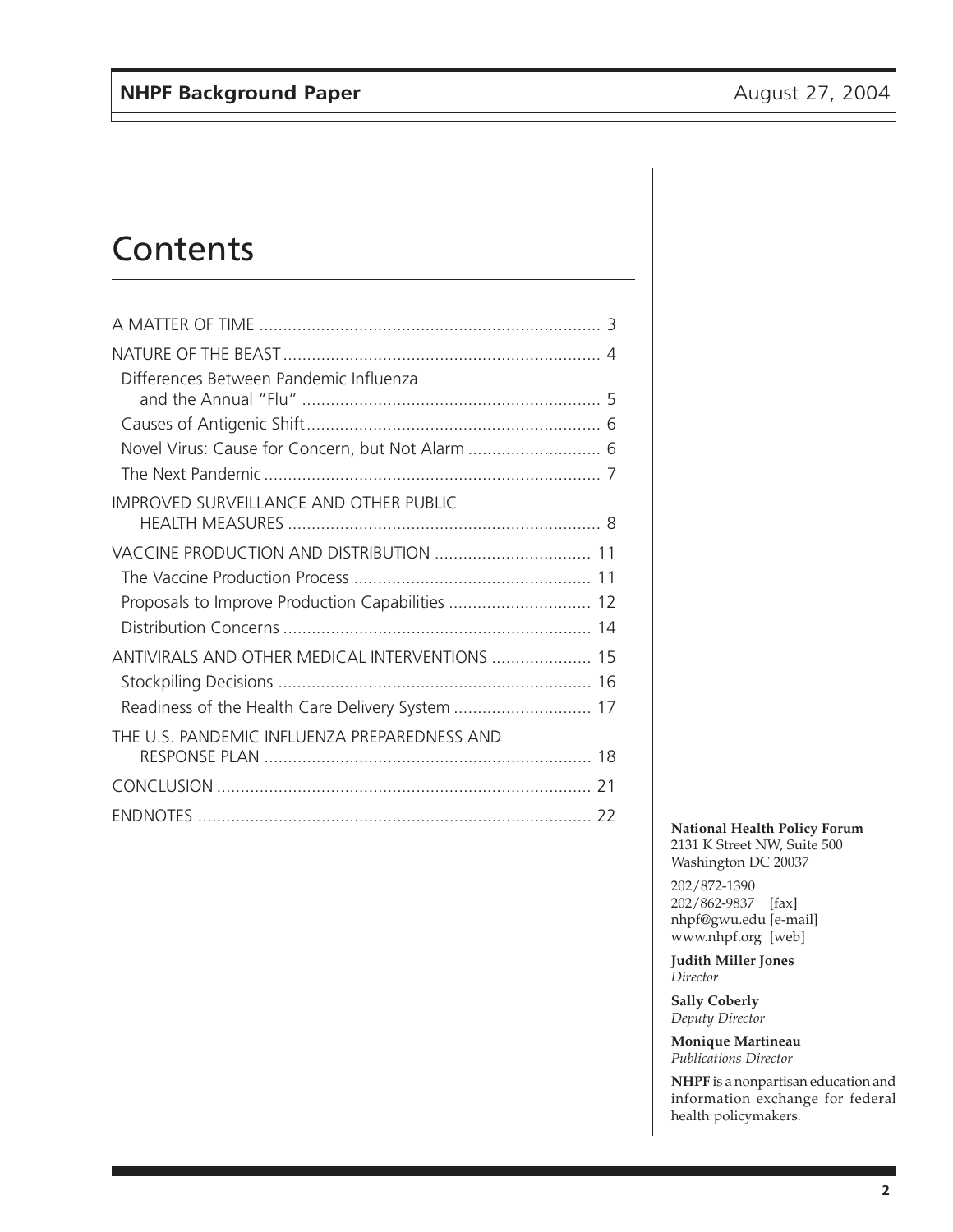# Contents

A MATTER OF TIME ........................................................................ 3

NATURE OF THE BEAST .................................................................. 4

- Differences Between Pandemic Influenza and the Annual “Flu” ............................................................... 5
- Causes of Antigenic Shift ............................................................. 6
- Novel Virus: Cause for Concern, but Not Alarm ............................ 6
- The Next Pandemic ...................................................................... 7

IMPROVED SURVEILLANCE AND OTHER PUBLIC HEALTH MEASURES ................................................................. 8

VACCINE PRODUCTION AND DISTRIBUTION ................................. 11

- The Vaccine Production Process .................................................. 11
- Proposals to Improve Production Capabilities .............................. 12
- Distribution Concerns ................................................................. 14

ANTIVIRALS AND OTHER MEDICAL INTERVENTIONS ..................... 15

- Stockpiling Decisions .................................................................. 16
- Readiness of the Health Care Delivery System ............................. 17

THE U.S. PANDEMIC INFLUENZA PREPAREDNESS AND RESPONSE PLAN ..................................................................... 18

CONCLUSION ............................................................................... 21

ENDNOTES ................................................................................... 22

**National Health Policy Forum**
2131 K Street NW, Suite 500
Washington DC 20037

202/872-1390
202/862-9837 [fax]
nhpf@gwu.edu [e-mail]
www.nhpf.org [web]

**Judith Miller Jones**
*Director*

**Sally Coberly**
*Deputy Director*

**Monique Martineau**
*Publications Director*

**NHPF** is a nonpartisan education and information exchange for federal health policymakers.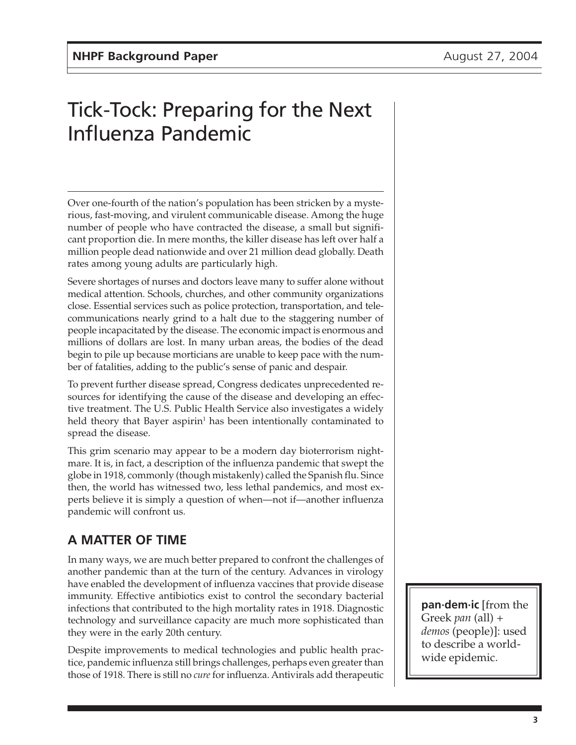# Tick-Tock: Preparing for the Next Influenza Pandemic

Over one-fourth of the nation's population has been stricken by a mysterious, fast-moving, and virulent communicable disease. Among the huge number of people who have contracted the disease, a small but significant proportion die. In mere months, the killer disease has left over half a million people dead nationwide and over 21 million dead globally. Death rates among young adults are particularly high.

Severe shortages of nurses and doctors leave many to suffer alone without medical attention. Schools, churches, and other community organizations close. Essential services such as police protection, transportation, and telecommunications nearly grind to a halt due to the staggering number of people incapacitated by the disease. The economic impact is enormous and millions of dollars are lost. In many urban areas, the bodies of the dead begin to pile up because morticians are unable to keep pace with the number of fatalities, adding to the public's sense of panic and despair.

To prevent further disease spread, Congress dedicates unprecedented resources for identifying the cause of the disease and developing an effective treatment. The U.S. Public Health Service also investigates a widely held theory that Bayer aspirin[1] has been intentionally contaminated to spread the disease.

This grim scenario may appear to be a modern day bioterrorism nightmare. It is, in fact, a description of the influenza pandemic that swept the globe in 1918, commonly (though mistakenly) called the Spanish flu. Since then, the world has witnessed two, less lethal pandemics, and most experts believe it is simply a question of when—not if—another influenza pandemic will confront us.

## A MATTER OF TIME

In many ways, we are much better prepared to confront the challenges of another pandemic than at the turn of the century. Advances in virology have enabled the development of influenza vaccines that provide disease immunity. Effective antibiotics exist to control the secondary bacterial infections that contributed to the high mortality rates in 1918. Diagnostic technology and surveillance capacity are much more sophisticated than they were in the early 20th century.

Despite improvements to medical technologies and public health practice, pandemic influenza still brings challenges, perhaps even greater than those of 1918. There is still no *cure* for influenza. Antivirals add therapeutic

> **pan·dem·ic** [from the Greek *pan* (all) + *demos* (people)]: used to describe a worldwide epidemic.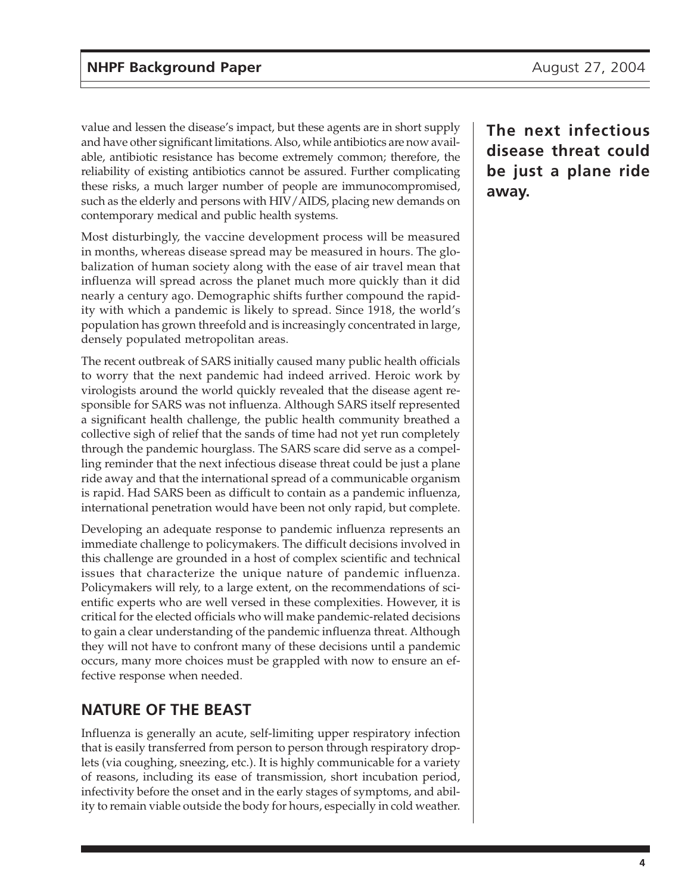value and lessen the disease's impact, but these agents are in short supply and have other significant limitations. Also, while antibiotics are now available, antibiotic resistance has become extremely common; therefore, the reliability of existing antibiotics cannot be assured. Further complicating these risks, a much larger number of people are immunocompromised, such as the elderly and persons with HIV/AIDS, placing new demands on contemporary medical and public health systems.

**The next infectious disease threat could be just a plane ride away.**

Most disturbingly, the vaccine development process will be measured in months, whereas disease spread may be measured in hours. The globalization of human society along with the ease of air travel mean that influenza will spread across the planet much more quickly than it did nearly a century ago. Demographic shifts further compound the rapidity with which a pandemic is likely to spread. Since 1918, the world's population has grown threefold and is increasingly concentrated in large, densely populated metropolitan areas.

The recent outbreak of SARS initially caused many public health officials to worry that the next pandemic had indeed arrived. Heroic work by virologists around the world quickly revealed that the disease agent responsible for SARS was not influenza. Although SARS itself represented a significant health challenge, the public health community breathed a collective sigh of relief that the sands of time had not yet run completely through the pandemic hourglass. The SARS scare did serve as a compelling reminder that the next infectious disease threat could be just a plane ride away and that the international spread of a communicable organism is rapid. Had SARS been as difficult to contain as a pandemic influenza, international penetration would have been not only rapid, but complete.

Developing an adequate response to pandemic influenza represents an immediate challenge to policymakers. The difficult decisions involved in this challenge are grounded in a host of complex scientific and technical issues that characterize the unique nature of pandemic influenza. Policymakers will rely, to a large extent, on the recommendations of scientific experts who are well versed in these complexities. However, it is critical for the elected officials who will make pandemic-related decisions to gain a clear understanding of the pandemic influenza threat. Although they will not have to confront many of these decisions until a pandemic occurs, many more choices must be grappled with now to ensure an effective response when needed.

## NATURE OF THE BEAST

Influenza is generally an acute, self-limiting upper respiratory infection that is easily transferred from person to person through respiratory droplets (via coughing, sneezing, etc.). It is highly communicable for a variety of reasons, including its ease of transmission, short incubation period, infectivity before the onset and in the early stages of symptoms, and ability to remain viable outside the body for hours, especially in cold weather.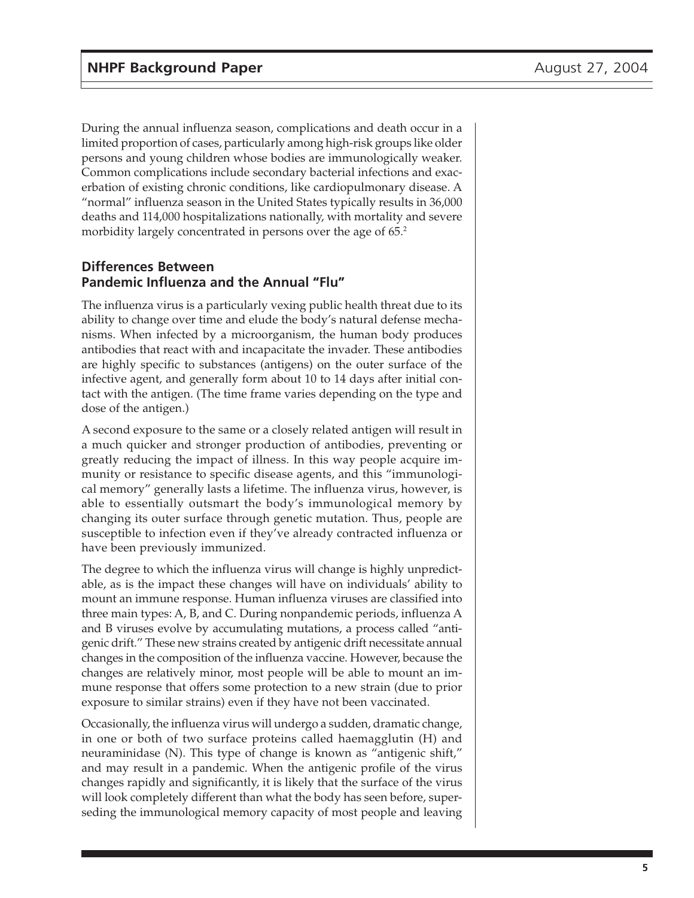During the annual influenza season, complications and death occur in a limited proportion of cases, particularly among high-risk groups like older persons and young children whose bodies are immunologically weaker. Common complications include secondary bacterial infections and exacerbation of existing chronic conditions, like cardiopulmonary disease. A "normal" influenza season in the United States typically results in 36,000 deaths and 114,000 hospitalizations nationally, with mortality and severe morbidity largely concentrated in persons over the age of 65.[2]

## Differences Between Pandemic Influenza and the Annual "Flu"

The influenza virus is a particularly vexing public health threat due to its ability to change over time and elude the body's natural defense mechanisms. When infected by a microorganism, the human body produces antibodies that react with and incapacitate the invader. These antibodies are highly specific to substances (antigens) on the outer surface of the infective agent, and generally form about 10 to 14 days after initial contact with the antigen. (The time frame varies depending on the type and dose of the antigen.)

A second exposure to the same or a closely related antigen will result in a much quicker and stronger production of antibodies, preventing or greatly reducing the impact of illness. In this way people acquire immunity or resistance to specific disease agents, and this "immunological memory" generally lasts a lifetime. The influenza virus, however, is able to essentially outsmart the body's immunological memory by changing its outer surface through genetic mutation. Thus, people are susceptible to infection even if they've already contracted influenza or have been previously immunized.

The degree to which the influenza virus will change is highly unpredictable, as is the impact these changes will have on individuals' ability to mount an immune response. Human influenza viruses are classified into three main types: A, B, and C. During nonpandemic periods, influenza A and B viruses evolve by accumulating mutations, a process called "antigenic drift." These new strains created by antigenic drift necessitate annual changes in the composition of the influenza vaccine. However, because the changes are relatively minor, most people will be able to mount an immune response that offers some protection to a new strain (due to prior exposure to similar strains) even if they have not been vaccinated.

Occasionally, the influenza virus will undergo a sudden, dramatic change, in one or both of two surface proteins called haemagglutin (H) and neuraminidase (N). This type of change is known as "antigenic shift," and may result in a pandemic. When the antigenic profile of the virus changes rapidly and significantly, it is likely that the surface of the virus will look completely different than what the body has seen before, superseding the immunological memory capacity of most people and leaving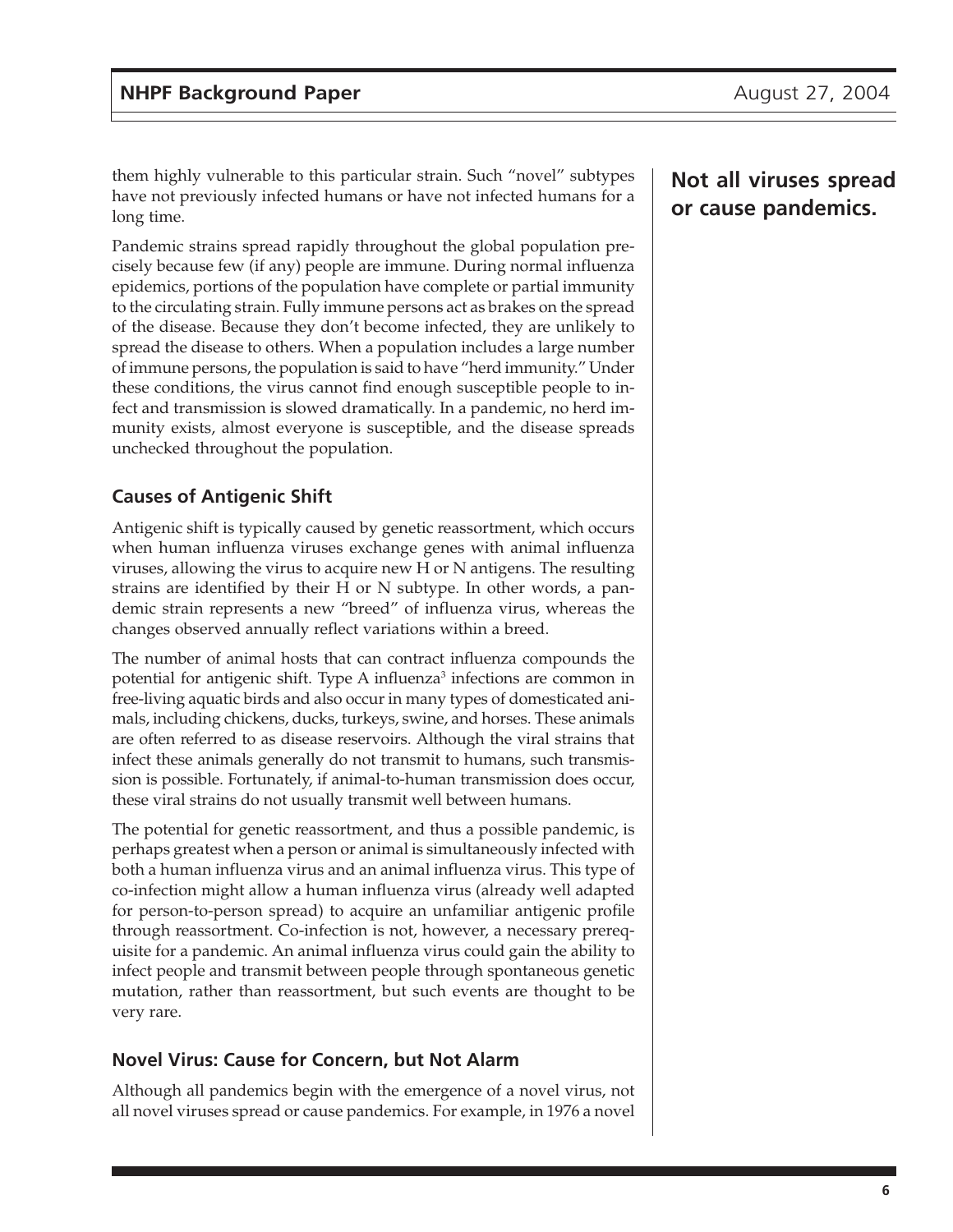them highly vulnerable to this particular strain. Such "novel" subtypes have not previously infected humans or have not infected humans for a long time.

**Not all viruses spread or cause pandemics.**

Pandemic strains spread rapidly throughout the global population precisely because few (if any) people are immune. During normal influenza epidemics, portions of the population have complete or partial immunity to the circulating strain. Fully immune persons act as brakes on the spread of the disease. Because they don't become infected, they are unlikely to spread the disease to others. When a population includes a large number of immune persons, the population is said to have "herd immunity." Under these conditions, the virus cannot find enough susceptible people to infect and transmission is slowed dramatically. In a pandemic, no herd immunity exists, almost everyone is susceptible, and the disease spreads unchecked throughout the population.

### Causes of Antigenic Shift

Antigenic shift is typically caused by genetic reassortment, which occurs when human influenza viruses exchange genes with animal influenza viruses, allowing the virus to acquire new H or N antigens. The resulting strains are identified by their H or N subtype. In other words, a pandemic strain represents a new "breed" of influenza virus, whereas the changes observed annually reflect variations within a breed.

The number of animal hosts that can contract influenza compounds the potential for antigenic shift. Type A influenza[3] infections are common in free-living aquatic birds and also occur in many types of domesticated animals, including chickens, ducks, turkeys, swine, and horses. These animals are often referred to as disease reservoirs. Although the viral strains that infect these animals generally do not transmit to humans, such transmission is possible. Fortunately, if animal-to-human transmission does occur, these viral strains do not usually transmit well between humans.

The potential for genetic reassortment, and thus a possible pandemic, is perhaps greatest when a person or animal is simultaneously infected with both a human influenza virus and an animal influenza virus. This type of co-infection might allow a human influenza virus (already well adapted for person-to-person spread) to acquire an unfamiliar antigenic profile through reassortment. Co-infection is not, however, a necessary prerequisite for a pandemic. An animal influenza virus could gain the ability to infect people and transmit between people through spontaneous genetic mutation, rather than reassortment, but such events are thought to be very rare.

### Novel Virus: Cause for Concern, but Not Alarm

Although all pandemics begin with the emergence of a novel virus, not all novel viruses spread or cause pandemics. For example, in 1976 a novel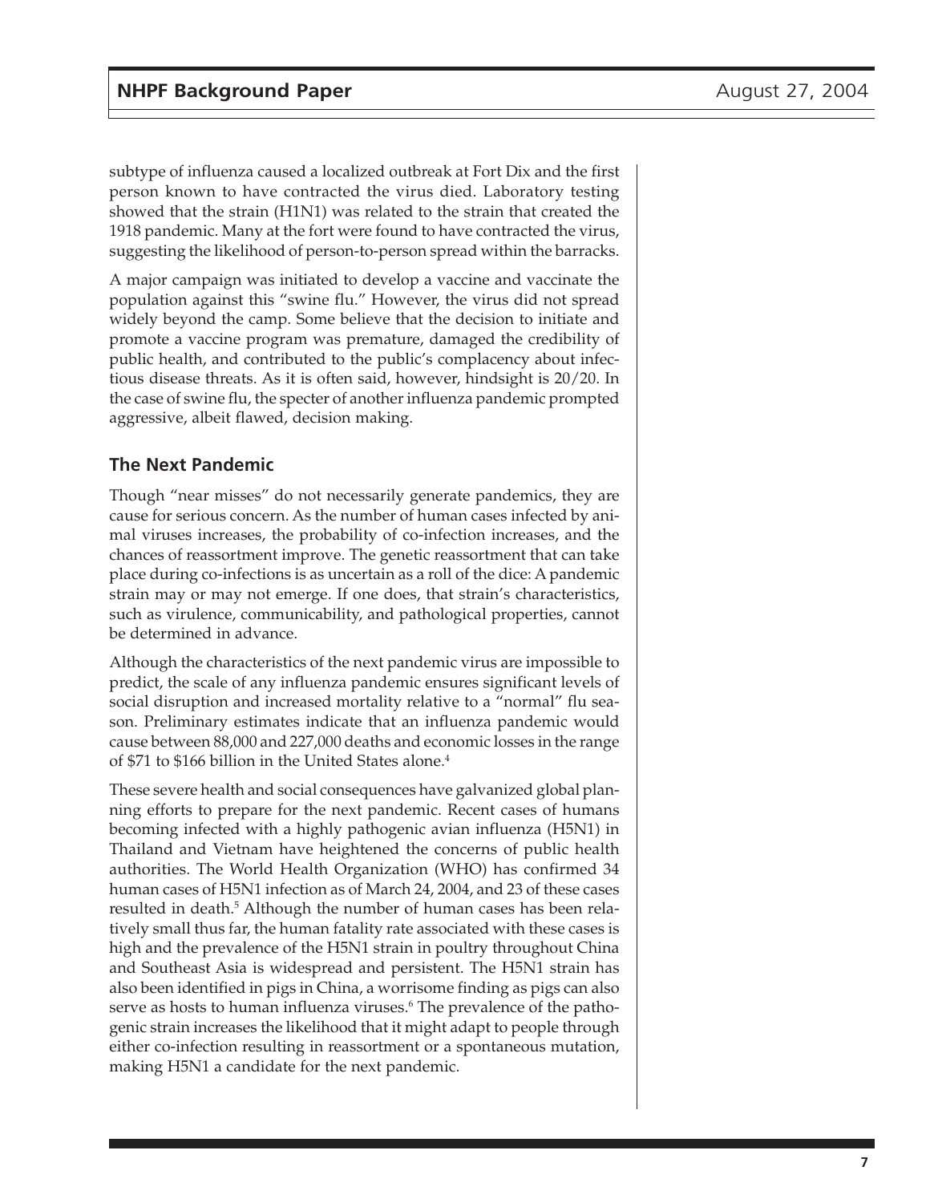subtype of influenza caused a localized outbreak at Fort Dix and the first person known to have contracted the virus died. Laboratory testing showed that the strain (H1N1) was related to the strain that created the 1918 pandemic. Many at the fort were found to have contracted the virus, suggesting the likelihood of person-to-person spread within the barracks.

A major campaign was initiated to develop a vaccine and vaccinate the population against this "swine flu." However, the virus did not spread widely beyond the camp. Some believe that the decision to initiate and promote a vaccine program was premature, damaged the credibility of public health, and contributed to the public's complacency about infectious disease threats. As it is often said, however, hindsight is 20/20. In the case of swine flu, the specter of another influenza pandemic prompted aggressive, albeit flawed, decision making.

## The Next Pandemic

Though "near misses" do not necessarily generate pandemics, they are cause for serious concern. As the number of human cases infected by animal viruses increases, the probability of co-infection increases, and the chances of reassortment improve. The genetic reassortment that can take place during co-infections is as uncertain as a roll of the dice: A pandemic strain may or may not emerge. If one does, that strain's characteristics, such as virulence, communicability, and pathological properties, cannot be determined in advance.

Although the characteristics of the next pandemic virus are impossible to predict, the scale of any influenza pandemic ensures significant levels of social disruption and increased mortality relative to a "normal" flu season. Preliminary estimates indicate that an influenza pandemic would cause between 88,000 and 227,000 deaths and economic losses in the range of $71 to $166 billion in the United States alone.[4]

These severe health and social consequences have galvanized global planning efforts to prepare for the next pandemic. Recent cases of humans becoming infected with a highly pathogenic avian influenza (H5N1) in Thailand and Vietnam have heightened the concerns of public health authorities. The World Health Organization (WHO) has confirmed 34 human cases of H5N1 infection as of March 24, 2004, and 23 of these cases resulted in death.[5] Although the number of human cases has been relatively small thus far, the human fatality rate associated with these cases is high and the prevalence of the H5N1 strain in poultry throughout China and Southeast Asia is widespread and persistent. The H5N1 strain has also been identified in pigs in China, a worrisome finding as pigs can also serve as hosts to human influenza viruses.[6] The prevalence of the pathogenic strain increases the likelihood that it might adapt to people through either co-infection resulting in reassortment or a spontaneous mutation, making H5N1 a candidate for the next pandemic.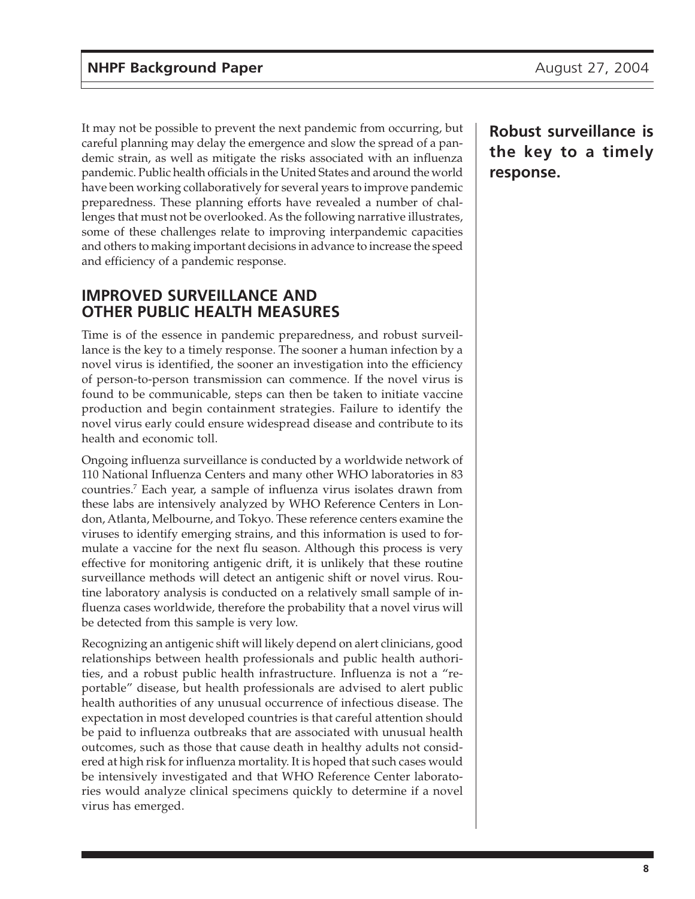It may not be possible to prevent the next pandemic from occurring, but careful planning may delay the emergence and slow the spread of a pandemic strain, as well as mitigate the risks associated with an influenza pandemic. Public health officials in the United States and around the world have been working collaboratively for several years to improve pandemic preparedness. These planning efforts have revealed a number of challenges that must not be overlooked. As the following narrative illustrates, some of these challenges relate to improving interpandemic capacities and others to making important decisions in advance to increase the speed and efficiency of a pandemic response.

**Robust surveillance is the key to a timely response.**

## IMPROVED SURVEILLANCE AND OTHER PUBLIC HEALTH MEASURES

Time is of the essence in pandemic preparedness, and robust surveillance is the key to a timely response. The sooner a human infection by a novel virus is identified, the sooner an investigation into the efficiency of person-to-person transmission can commence. If the novel virus is found to be communicable, steps can then be taken to initiate vaccine production and begin containment strategies. Failure to identify the novel virus early could ensure widespread disease and contribute to its health and economic toll.

Ongoing influenza surveillance is conducted by a worldwide network of 110 National Influenza Centers and many other WHO laboratories in 83 countries.[7] Each year, a sample of influenza virus isolates drawn from these labs are intensively analyzed by WHO Reference Centers in London, Atlanta, Melbourne, and Tokyo. These reference centers examine the viruses to identify emerging strains, and this information is used to formulate a vaccine for the next flu season. Although this process is very effective for monitoring antigenic drift, it is unlikely that these routine surveillance methods will detect an antigenic shift or novel virus. Routine laboratory analysis is conducted on a relatively small sample of influenza cases worldwide, therefore the probability that a novel virus will be detected from this sample is very low.

Recognizing an antigenic shift will likely depend on alert clinicians, good relationships between health professionals and public health authorities, and a robust public health infrastructure. Influenza is not a "reportable" disease, but health professionals are advised to alert public health authorities of any unusual occurrence of infectious disease. The expectation in most developed countries is that careful attention should be paid to influenza outbreaks that are associated with unusual health outcomes, such as those that cause death in healthy adults not considered at high risk for influenza mortality. It is hoped that such cases would be intensively investigated and that WHO Reference Center laboratories would analyze clinical specimens quickly to determine if a novel virus has emerged.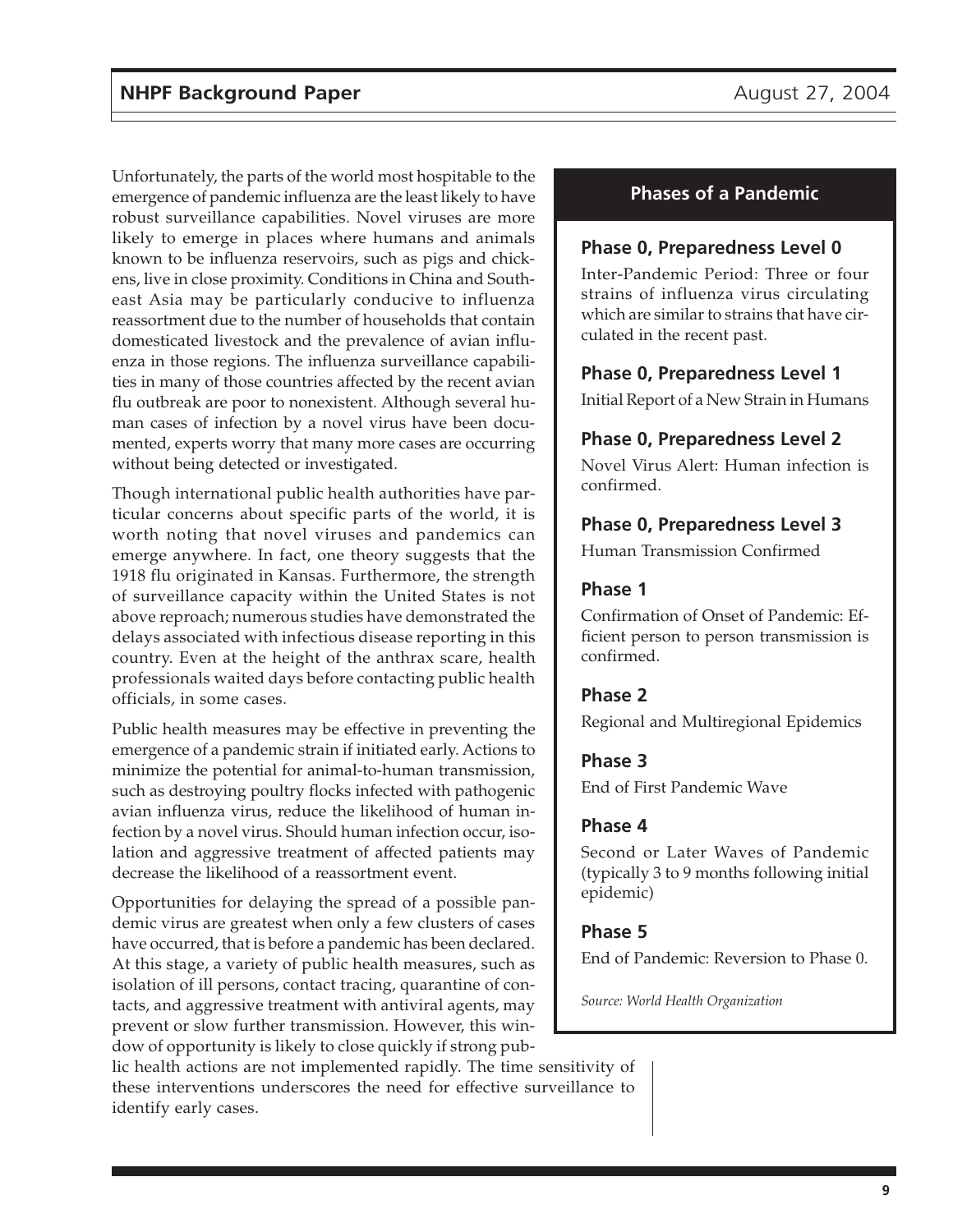Unfortunately, the parts of the world most hospitable to the emergence of pandemic influenza are the least likely to have robust surveillance capabilities. Novel viruses are more likely to emerge in places where humans and animals known to be influenza reservoirs, such as pigs and chickens, live in close proximity. Conditions in China and Southeast Asia may be particularly conducive to influenza reassortment due to the number of households that contain domesticated livestock and the prevalence of avian influenza in those regions. The influenza surveillance capabilities in many of those countries affected by the recent avian flu outbreak are poor to nonexistent. Although several human cases of infection by a novel virus have been documented, experts worry that many more cases are occurring without being detected or investigated.

Though international public health authorities have particular concerns about specific parts of the world, it is worth noting that novel viruses and pandemics can emerge anywhere. In fact, one theory suggests that the 1918 flu originated in Kansas. Furthermore, the strength of surveillance capacity within the United States is not above reproach; numerous studies have demonstrated the delays associated with infectious disease reporting in this country. Even at the height of the anthrax scare, health professionals waited days before contacting public health officials, in some cases.

Public health measures may be effective in preventing the emergence of a pandemic strain if initiated early. Actions to minimize the potential for animal-to-human transmission, such as destroying poultry flocks infected with pathogenic avian influenza virus, reduce the likelihood of human infection by a novel virus. Should human infection occur, isolation and aggressive treatment of affected patients may decrease the likelihood of a reassortment event.

Opportunities for delaying the spread of a possible pandemic virus are greatest when only a few clusters of cases have occurred, that is before a pandemic has been declared. At this stage, a variety of public health measures, such as isolation of ill persons, contact tracing, quarantine of contacts, and aggressive treatment with antiviral agents, may prevent or slow further transmission. However, this window of opportunity is likely to close quickly if strong public health actions are not implemented rapidly. The time sensitivity of these interventions underscores the need for effective surveillance to identify early cases.

## Phases of a Pandemic

### Phase 0, Preparedness Level 0

Inter-Pandemic Period: Three or four strains of influenza virus circulating which are similar to strains that have circulated in the recent past.

### Phase 0, Preparedness Level 1

Initial Report of a New Strain in Humans

### Phase 0, Preparedness Level 2

Novel Virus Alert: Human infection is confirmed.

### Phase 0, Preparedness Level 3

Human Transmission Confirmed

### Phase 1

Confirmation of Onset of Pandemic: Efficient person to person transmission is confirmed.

### Phase 2

Regional and Multiregional Epidemics

### Phase 3

End of First Pandemic Wave

### Phase 4

Second or Later Waves of Pandemic (typically 3 to 9 months following initial epidemic)

### Phase 5

End of Pandemic: Reversion to Phase 0.

*Source: World Health Organization*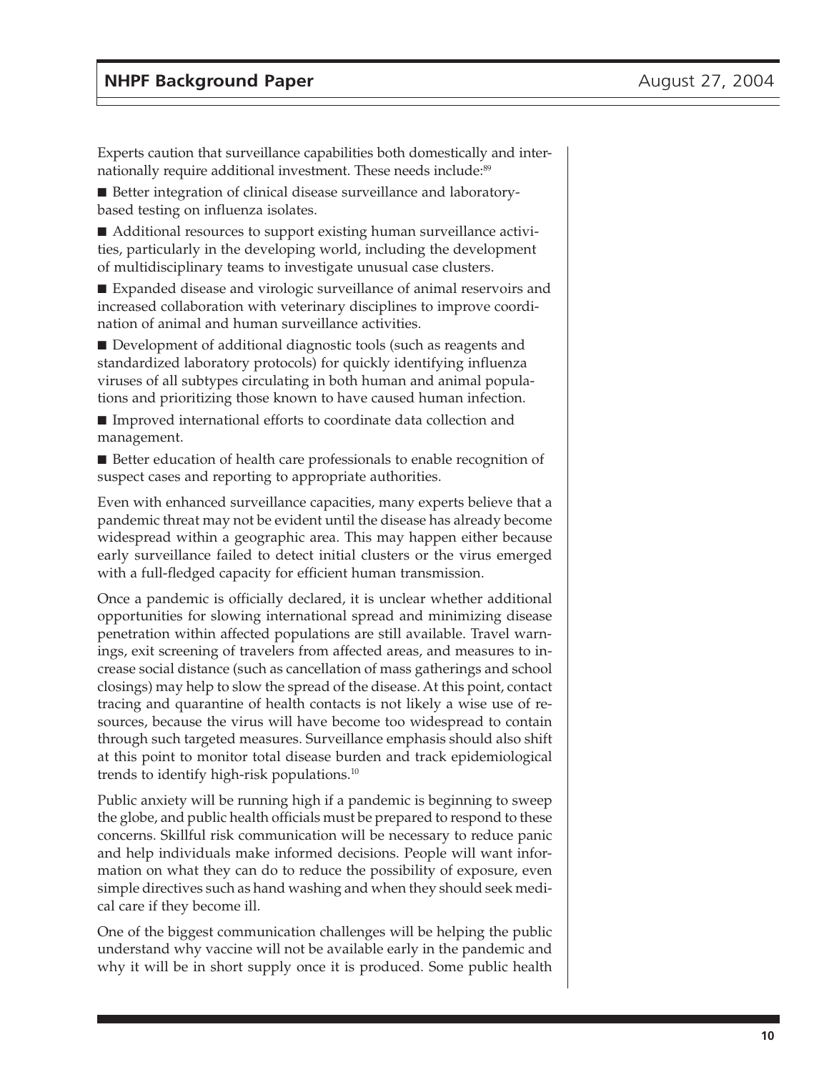Experts caution that surveillance capabilities both domestically and internationally require additional investment. These needs include:[89]

- Better integration of clinical disease surveillance and laboratory-based testing on influenza isolates.
- Additional resources to support existing human surveillance activities, particularly in the developing world, including the development of multidisciplinary teams to investigate unusual case clusters.
- Expanded disease and virologic surveillance of animal reservoirs and increased collaboration with veterinary disciplines to improve coordination of animal and human surveillance activities.
- Development of additional diagnostic tools (such as reagents and standardized laboratory protocols) for quickly identifying influenza viruses of all subtypes circulating in both human and animal populations and prioritizing those known to have caused human infection.
- Improved international efforts to coordinate data collection and management.
- Better education of health care professionals to enable recognition of suspect cases and reporting to appropriate authorities.

Even with enhanced surveillance capacities, many experts believe that a pandemic threat may not be evident until the disease has already become widespread within a geographic area. This may happen either because early surveillance failed to detect initial clusters or the virus emerged with a full-fledged capacity for efficient human transmission.

Once a pandemic is officially declared, it is unclear whether additional opportunities for slowing international spread and minimizing disease penetration within affected populations are still available. Travel warnings, exit screening of travelers from affected areas, and measures to increase social distance (such as cancellation of mass gatherings and school closings) may help to slow the spread of the disease. At this point, contact tracing and quarantine of health contacts is not likely a wise use of resources, because the virus will have become too widespread to contain through such targeted measures. Surveillance emphasis should also shift at this point to monitor total disease burden and track epidemiological trends to identify high-risk populations.[10]

Public anxiety will be running high if a pandemic is beginning to sweep the globe, and public health officials must be prepared to respond to these concerns. Skillful risk communication will be necessary to reduce panic and help individuals make informed decisions. People will want information on what they can do to reduce the possibility of exposure, even simple directives such as hand washing and when they should seek medical care if they become ill.

One of the biggest communication challenges will be helping the public understand why vaccine will not be available early in the pandemic and why it will be in short supply once it is produced. Some public health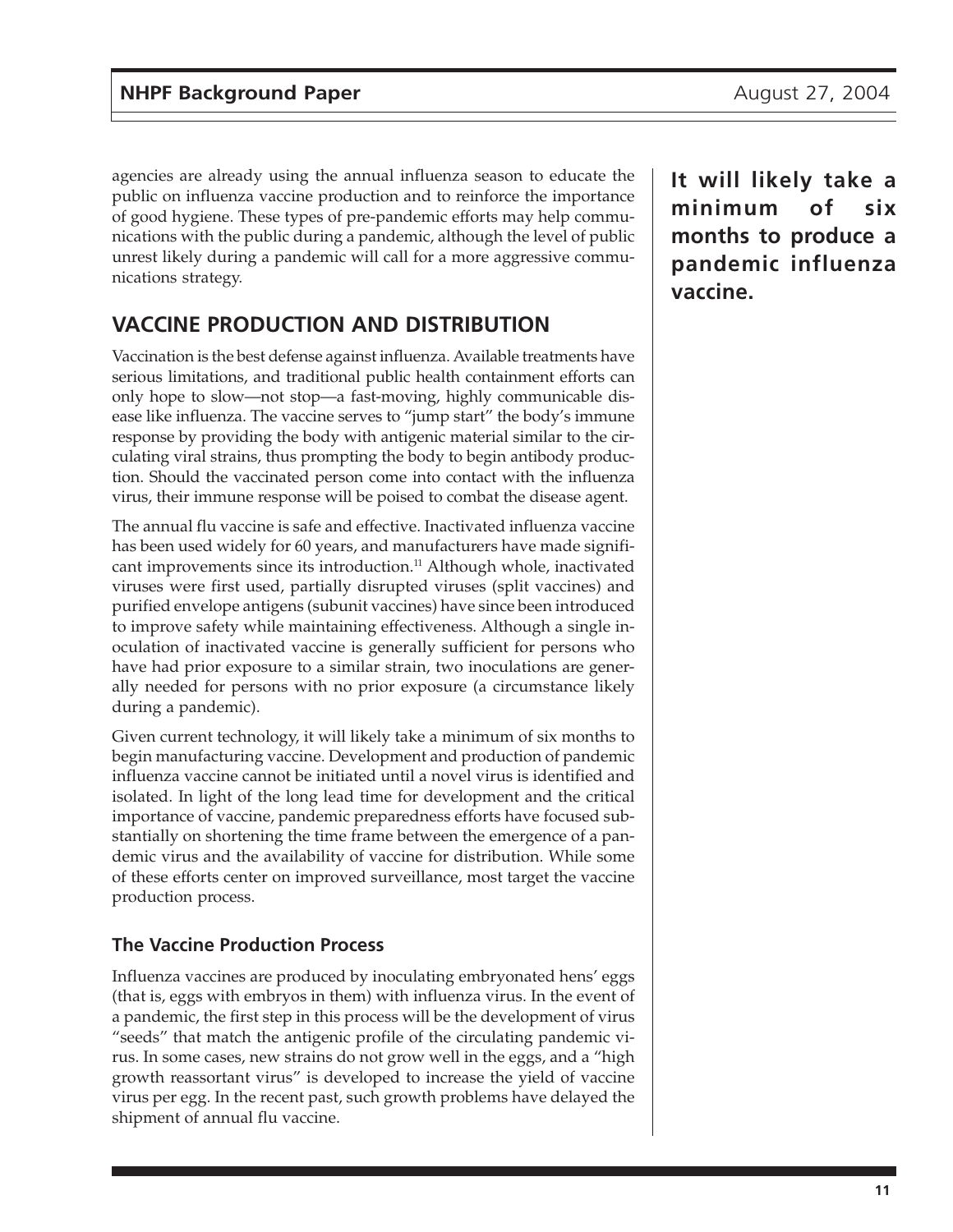agencies are already using the annual influenza season to educate the public on influenza vaccine production and to reinforce the importance of good hygiene. These types of pre-pandemic efforts may help communications with the public during a pandemic, although the level of public unrest likely during a pandemic will call for a more aggressive communications strategy.

**It will likely take a minimum of six months to produce a pandemic influenza vaccine.**

## VACCINE PRODUCTION AND DISTRIBUTION

Vaccination is the best defense against influenza. Available treatments have serious limitations, and traditional public health containment efforts can only hope to slow—not stop—a fast-moving, highly communicable disease like influenza. The vaccine serves to "jump start" the body's immune response by providing the body with antigenic material similar to the circulating viral strains, thus prompting the body to begin antibody production. Should the vaccinated person come into contact with the influenza virus, their immune response will be poised to combat the disease agent.

The annual flu vaccine is safe and effective. Inactivated influenza vaccine has been used widely for 60 years, and manufacturers have made significant improvements since its introduction.[11] Although whole, inactivated viruses were first used, partially disrupted viruses (split vaccines) and purified envelope antigens (subunit vaccines) have since been introduced to improve safety while maintaining effectiveness. Although a single inoculation of inactivated vaccine is generally sufficient for persons who have had prior exposure to a similar strain, two inoculations are generally needed for persons with no prior exposure (a circumstance likely during a pandemic).

Given current technology, it will likely take a minimum of six months to begin manufacturing vaccine. Development and production of pandemic influenza vaccine cannot be initiated until a novel virus is identified and isolated. In light of the long lead time for development and the critical importance of vaccine, pandemic preparedness efforts have focused substantially on shortening the time frame between the emergence of a pandemic virus and the availability of vaccine for distribution. While some of these efforts center on improved surveillance, most target the vaccine production process.

### The Vaccine Production Process

Influenza vaccines are produced by inoculating embryonated hens' eggs (that is, eggs with embryos in them) with influenza virus. In the event of a pandemic, the first step in this process will be the development of virus "seeds" that match the antigenic profile of the circulating pandemic virus. In some cases, new strains do not grow well in the eggs, and a "high growth reassortant virus" is developed to increase the yield of vaccine virus per egg. In the recent past, such growth problems have delayed the shipment of annual flu vaccine.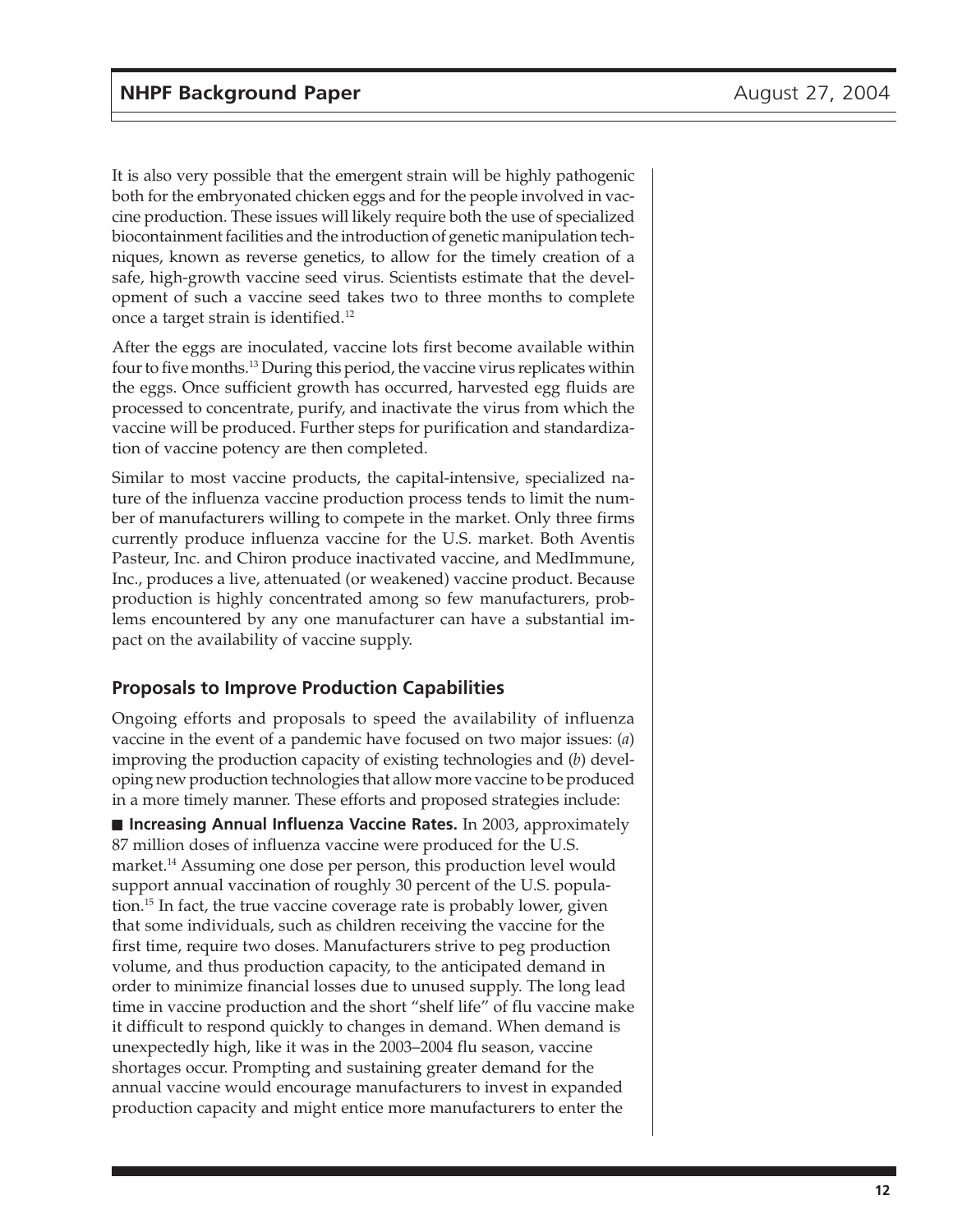It is also very possible that the emergent strain will be highly pathogenic both for the embryonated chicken eggs and for the people involved in vaccine production. These issues will likely require both the use of specialized biocontainment facilities and the introduction of genetic manipulation techniques, known as reverse genetics, to allow for the timely creation of a safe, high-growth vaccine seed virus. Scientists estimate that the development of such a vaccine seed takes two to three months to complete once a target strain is identified.[12]

After the eggs are inoculated, vaccine lots first become available within four to five months.[13] During this period, the vaccine virus replicates within the eggs. Once sufficient growth has occurred, harvested egg fluids are processed to concentrate, purify, and inactivate the virus from which the vaccine will be produced. Further steps for purification and standardization of vaccine potency are then completed.

Similar to most vaccine products, the capital-intensive, specialized nature of the influenza vaccine production process tends to limit the number of manufacturers willing to compete in the market. Only three firms currently produce influenza vaccine for the U.S. market. Both Aventis Pasteur, Inc. and Chiron produce inactivated vaccine, and MedImmune, Inc., produces a live, attenuated (or weakened) vaccine product. Because production is highly concentrated among so few manufacturers, problems encountered by any one manufacturer can have a substantial impact on the availability of vaccine supply.

## Proposals to Improve Production Capabilities

Ongoing efforts and proposals to speed the availability of influenza vaccine in the event of a pandemic have focused on two major issues: (*a*) improving the production capacity of existing technologies and (*b*) developing new production technologies that allow more vaccine to be produced in a more timely manner. These efforts and proposed strategies include:

- **Increasing Annual Influenza Vaccine Rates.** In 2003, approximately 87 million doses of influenza vaccine were produced for the U.S. market.[14] Assuming one dose per person, this production level would support annual vaccination of roughly 30 percent of the U.S. population.[15] In fact, the true vaccine coverage rate is probably lower, given that some individuals, such as children receiving the vaccine for the first time, require two doses. Manufacturers strive to peg production volume, and thus production capacity, to the anticipated demand in order to minimize financial losses due to unused supply. The long lead time in vaccine production and the short "shelf life" of flu vaccine make it difficult to respond quickly to changes in demand. When demand is unexpectedly high, like it was in the 2003–2004 flu season, vaccine shortages occur. Prompting and sustaining greater demand for the annual vaccine would encourage manufacturers to invest in expanded production capacity and might entice more manufacturers to enter the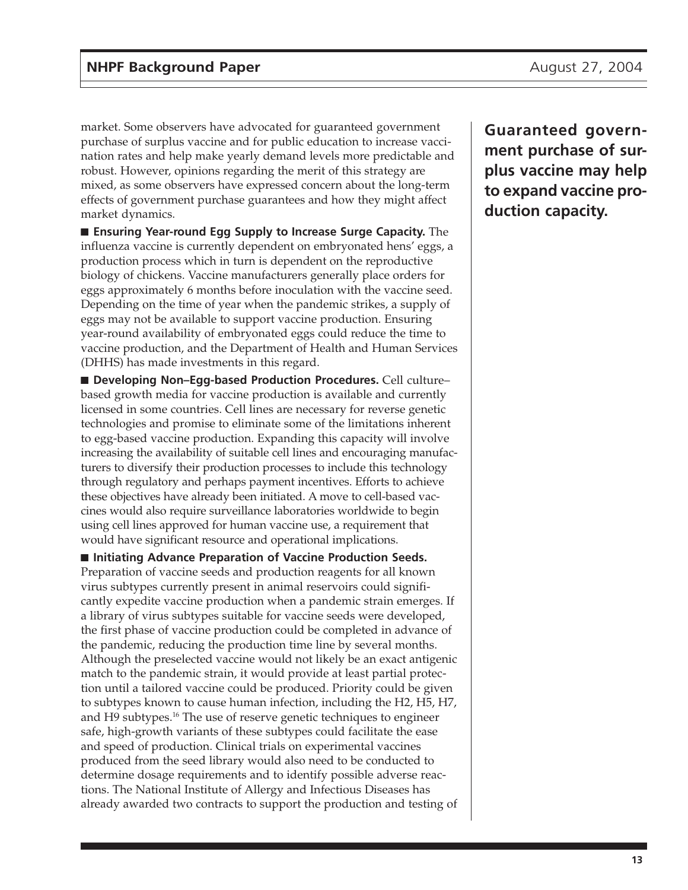market. Some observers have advocated for guaranteed government purchase of surplus vaccine and for public education to increase vaccination rates and help make yearly demand levels more predictable and robust. However, opinions regarding the merit of this strategy are mixed, as some observers have expressed concern about the long-term effects of government purchase guarantees and how they might affect market dynamics.

**Guaranteed government purchase of surplus vaccine may help to expand vaccine production capacity.**

■ **Ensuring Year-round Egg Supply to Increase Surge Capacity.** The influenza vaccine is currently dependent on embryonated hens' eggs, a production process which in turn is dependent on the reproductive biology of chickens. Vaccine manufacturers generally place orders for eggs approximately 6 months before inoculation with the vaccine seed. Depending on the time of year when the pandemic strikes, a supply of eggs may not be available to support vaccine production. Ensuring year-round availability of embryonated eggs could reduce the time to vaccine production, and the Department of Health and Human Services (DHHS) has made investments in this regard.

■ **Developing Non–Egg-based Production Procedures.** Cell culture–based growth media for vaccine production is available and currently licensed in some countries. Cell lines are necessary for reverse genetic technologies and promise to eliminate some of the limitations inherent to egg-based vaccine production. Expanding this capacity will involve increasing the availability of suitable cell lines and encouraging manufacturers to diversify their production processes to include this technology through regulatory and perhaps payment incentives. Efforts to achieve these objectives have already been initiated. A move to cell-based vaccines would also require surveillance laboratories worldwide to begin using cell lines approved for human vaccine use, a requirement that would have significant resource and operational implications.

■ **Initiating Advance Preparation of Vaccine Production Seeds.** Preparation of vaccine seeds and production reagents for all known virus subtypes currently present in animal reservoirs could significantly expedite vaccine production when a pandemic strain emerges. If a library of virus subtypes suitable for vaccine seeds were developed, the first phase of vaccine production could be completed in advance of the pandemic, reducing the production time line by several months. Although the preselected vaccine would not likely be an exact antigenic match to the pandemic strain, it would provide at least partial protection until a tailored vaccine could be produced. Priority could be given to subtypes known to cause human infection, including the H2, H5, H7, and H9 subtypes.[16] The use of reserve genetic techniques to engineer safe, high-growth variants of these subtypes could facilitate the ease and speed of production. Clinical trials on experimental vaccines produced from the seed library would also need to be conducted to determine dosage requirements and to identify possible adverse reactions. The National Institute of Allergy and Infectious Diseases has already awarded two contracts to support the production and testing of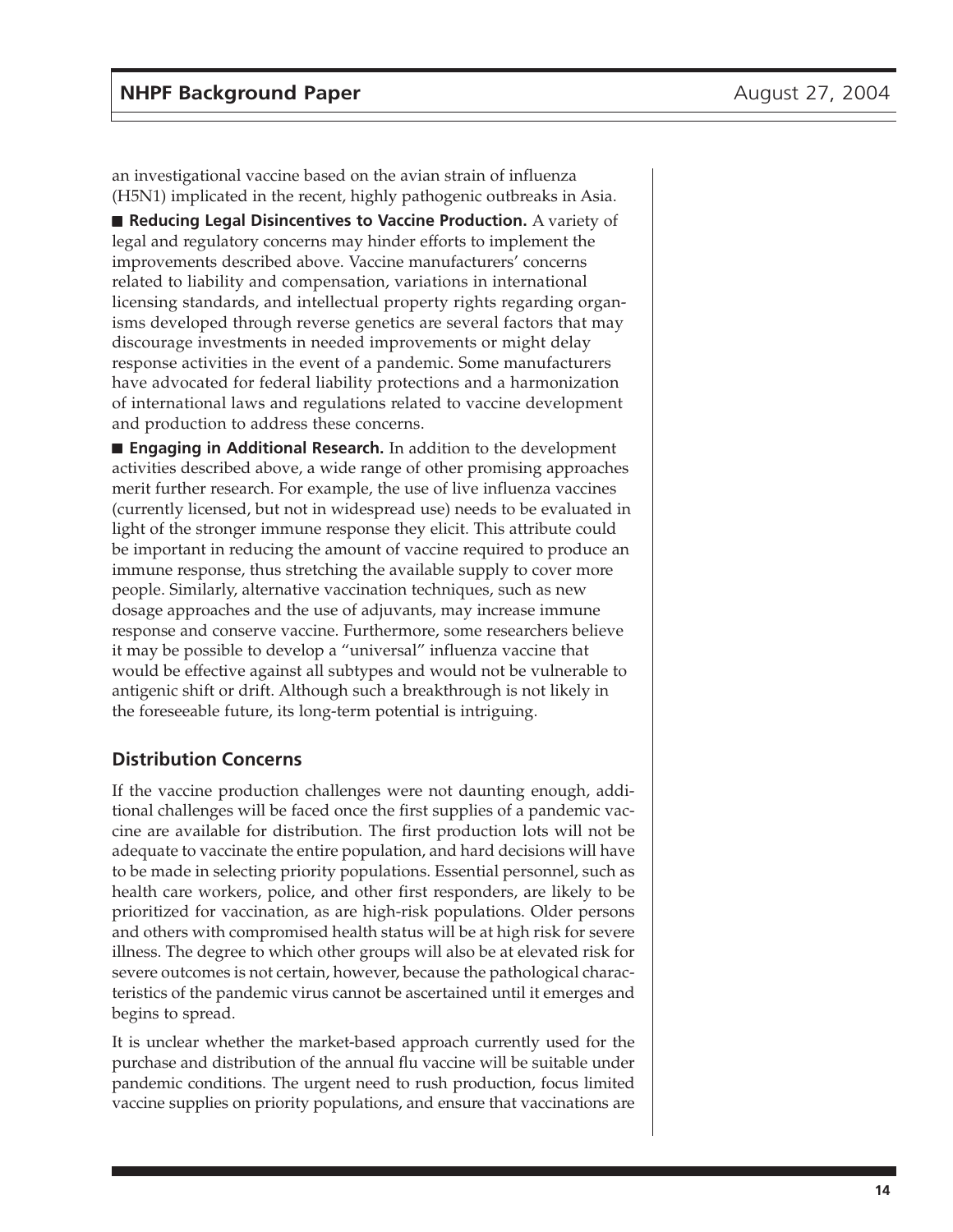an investigational vaccine based on the avian strain of influenza (H5N1) implicated in the recent, highly pathogenic outbreaks in Asia.

■ **Reducing Legal Disincentives to Vaccine Production.** A variety of legal and regulatory concerns may hinder efforts to implement the improvements described above. Vaccine manufacturers' concerns related to liability and compensation, variations in international licensing standards, and intellectual property rights regarding organisms developed through reverse genetics are several factors that may discourage investments in needed improvements or might delay response activities in the event of a pandemic. Some manufacturers have advocated for federal liability protections and a harmonization of international laws and regulations related to vaccine development and production to address these concerns.

■ **Engaging in Additional Research.** In addition to the development activities described above, a wide range of other promising approaches merit further research. For example, the use of live influenza vaccines (currently licensed, but not in widespread use) needs to be evaluated in light of the stronger immune response they elicit. This attribute could be important in reducing the amount of vaccine required to produce an immune response, thus stretching the available supply to cover more people. Similarly, alternative vaccination techniques, such as new dosage approaches and the use of adjuvants, may increase immune response and conserve vaccine. Furthermore, some researchers believe it may be possible to develop a "universal" influenza vaccine that would be effective against all subtypes and would not be vulnerable to antigenic shift or drift. Although such a breakthrough is not likely in the foreseeable future, its long-term potential is intriguing.

## Distribution Concerns

If the vaccine production challenges were not daunting enough, additional challenges will be faced once the first supplies of a pandemic vaccine are available for distribution. The first production lots will not be adequate to vaccinate the entire population, and hard decisions will have to be made in selecting priority populations. Essential personnel, such as health care workers, police, and other first responders, are likely to be prioritized for vaccination, as are high-risk populations. Older persons and others with compromised health status will be at high risk for severe illness. The degree to which other groups will also be at elevated risk for severe outcomes is not certain, however, because the pathological characteristics of the pandemic virus cannot be ascertained until it emerges and begins to spread.

It is unclear whether the market-based approach currently used for the purchase and distribution of the annual flu vaccine will be suitable under pandemic conditions. The urgent need to rush production, focus limited vaccine supplies on priority populations, and ensure that vaccinations are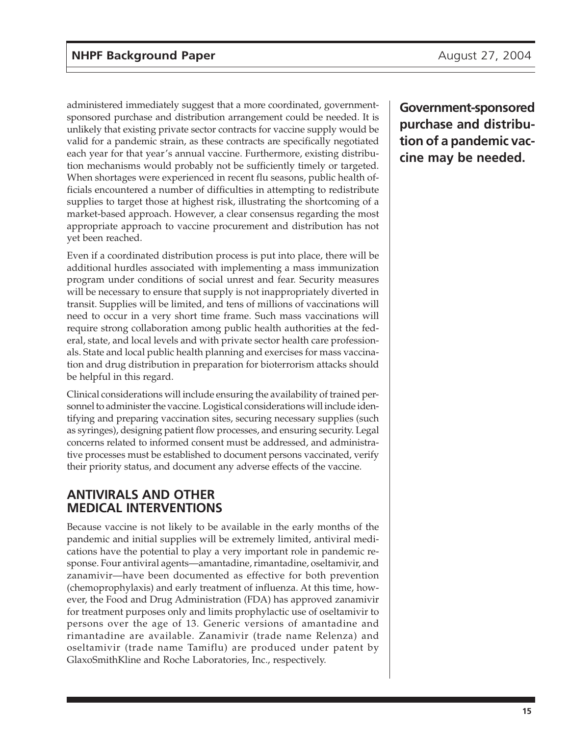administered immediately suggest that a more coordinated, government-sponsored purchase and distribution arrangement could be needed. It is unlikely that existing private sector contracts for vaccine supply would be valid for a pandemic strain, as these contracts are specifically negotiated each year for that year's annual vaccine. Furthermore, existing distribution mechanisms would probably not be sufficiently timely or targeted. When shortages were experienced in recent flu seasons, public health officials encountered a number of difficulties in attempting to redistribute supplies to target those at highest risk, illustrating the shortcoming of a market-based approach. However, a clear consensus regarding the most appropriate approach to vaccine procurement and distribution has not yet been reached.

**Government-sponsored purchase and distribution of a pandemic vaccine may be needed.**

Even if a coordinated distribution process is put into place, there will be additional hurdles associated with implementing a mass immunization program under conditions of social unrest and fear. Security measures will be necessary to ensure that supply is not inappropriately diverted in transit. Supplies will be limited, and tens of millions of vaccinations will need to occur in a very short time frame. Such mass vaccinations will require strong collaboration among public health authorities at the federal, state, and local levels and with private sector health care professionals. State and local public health planning and exercises for mass vaccination and drug distribution in preparation for bioterrorism attacks should be helpful in this regard.

Clinical considerations will include ensuring the availability of trained personnel to administer the vaccine. Logistical considerations will include identifying and preparing vaccination sites, securing necessary supplies (such as syringes), designing patient flow processes, and ensuring security. Legal concerns related to informed consent must be addressed, and administrative processes must be established to document persons vaccinated, verify their priority status, and document any adverse effects of the vaccine.

## ANTIVIRALS AND OTHER MEDICAL INTERVENTIONS

Because vaccine is not likely to be available in the early months of the pandemic and initial supplies will be extremely limited, antiviral medications have the potential to play a very important role in pandemic response. Four antiviral agents—amantadine, rimantadine, oseltamivir, and zanamivir—have been documented as effective for both prevention (chemoprophylaxis) and early treatment of influenza. At this time, however, the Food and Drug Administration (FDA) has approved zanamivir for treatment purposes only and limits prophylactic use of oseltamivir to persons over the age of 13. Generic versions of amantadine and rimantadine are available. Zanamivir (trade name Relenza) and oseltamivir (trade name Tamiflu) are produced under patent by GlaxoSmithKline and Roche Laboratories, Inc., respectively.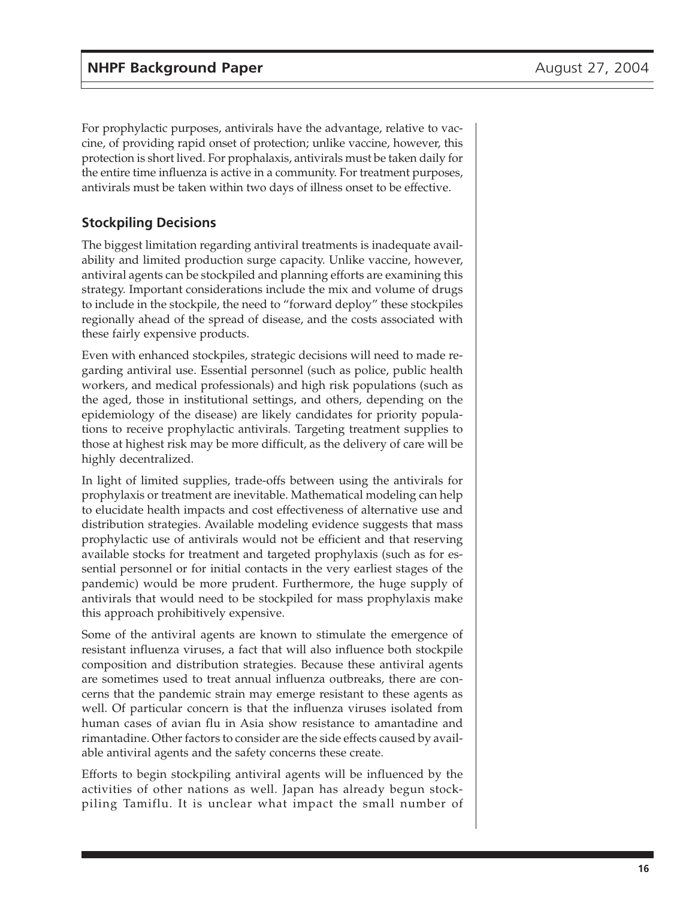For prophylactic purposes, antivirals have the advantage, relative to vaccine, of providing rapid onset of protection; unlike vaccine, however, this protection is short lived. For prophalaxis, antivirals must be taken daily for the entire time influenza is active in a community. For treatment purposes, antivirals must be taken within two days of illness onset to be effective.

## Stockpiling Decisions

The biggest limitation regarding antiviral treatments is inadequate availability and limited production surge capacity. Unlike vaccine, however, antiviral agents can be stockpiled and planning efforts are examining this strategy. Important considerations include the mix and volume of drugs to include in the stockpile, the need to "forward deploy" these stockpiles regionally ahead of the spread of disease, and the costs associated with these fairly expensive products.

Even with enhanced stockpiles, strategic decisions will need to made regarding antiviral use. Essential personnel (such as police, public health workers, and medical professionals) and high risk populations (such as the aged, those in institutional settings, and others, depending on the epidemiology of the disease) are likely candidates for priority populations to receive prophylactic antivirals. Targeting treatment supplies to those at highest risk may be more difficult, as the delivery of care will be highly decentralized.

In light of limited supplies, trade-offs between using the antivirals for prophylaxis or treatment are inevitable. Mathematical modeling can help to elucidate health impacts and cost effectiveness of alternative use and distribution strategies. Available modeling evidence suggests that mass prophylactic use of antivirals would not be efficient and that reserving available stocks for treatment and targeted prophylaxis (such as for essential personnel or for initial contacts in the very earliest stages of the pandemic) would be more prudent. Furthermore, the huge supply of antivirals that would need to be stockpiled for mass prophylaxis make this approach prohibitively expensive.

Some of the antiviral agents are known to stimulate the emergence of resistant influenza viruses, a fact that will also influence both stockpile composition and distribution strategies. Because these antiviral agents are sometimes used to treat annual influenza outbreaks, there are concerns that the pandemic strain may emerge resistant to these agents as well. Of particular concern is that the influenza viruses isolated from human cases of avian flu in Asia show resistance to amantadine and rimantadine. Other factors to consider are the side effects caused by available antiviral agents and the safety concerns these create.

Efforts to begin stockpiling antiviral agents will be influenced by the activities of other nations as well. Japan has already begun stockpiling Tamiflu. It is unclear what impact the small number of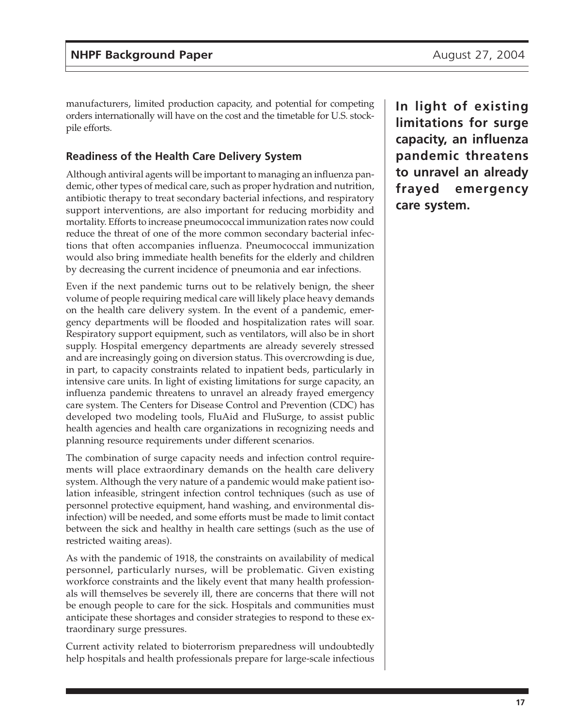manufacturers, limited production capacity, and potential for competing orders internationally will have on the cost and the timetable for U.S. stockpile efforts.

### Readiness of the Health Care Delivery System

Although antiviral agents will be important to managing an influenza pandemic, other types of medical care, such as proper hydration and nutrition, antibiotic therapy to treat secondary bacterial infections, and respiratory support interventions, are also important for reducing morbidity and mortality. Efforts to increase pneumococcal immunization rates now could reduce the threat of one of the more common secondary bacterial infections that often accompanies influenza. Pneumococcal immunization would also bring immediate health benefits for the elderly and children by decreasing the current incidence of pneumonia and ear infections.

Even if the next pandemic turns out to be relatively benign, the sheer volume of people requiring medical care will likely place heavy demands on the health care delivery system. In the event of a pandemic, emergency departments will be flooded and hospitalization rates will soar. Respiratory support equipment, such as ventilators, will also be in short supply. Hospital emergency departments are already severely stressed and are increasingly going on diversion status. This overcrowding is due, in part, to capacity constraints related to inpatient beds, particularly in intensive care units. In light of existing limitations for surge capacity, an influenza pandemic threatens to unravel an already frayed emergency care system. The Centers for Disease Control and Prevention (CDC) has developed two modeling tools, FluAid and FluSurge, to assist public health agencies and health care organizations in recognizing needs and planning resource requirements under different scenarios.

**In light of existing limitations for surge capacity, an influenza pandemic threatens to unravel an already frayed emergency care system.**

The combination of surge capacity needs and infection control requirements will place extraordinary demands on the health care delivery system. Although the very nature of a pandemic would make patient isolation infeasible, stringent infection control techniques (such as use of personnel protective equipment, hand washing, and environmental disinfection) will be needed, and some efforts must be made to limit contact between the sick and healthy in health care settings (such as the use of restricted waiting areas).

As with the pandemic of 1918, the constraints on availability of medical personnel, particularly nurses, will be problematic. Given existing workforce constraints and the likely event that many health professionals will themselves be severely ill, there are concerns that there will not be enough people to care for the sick. Hospitals and communities must anticipate these shortages and consider strategies to respond to these extraordinary surge pressures.

Current activity related to bioterrorism preparedness will undoubtedly help hospitals and health professionals prepare for large-scale infectious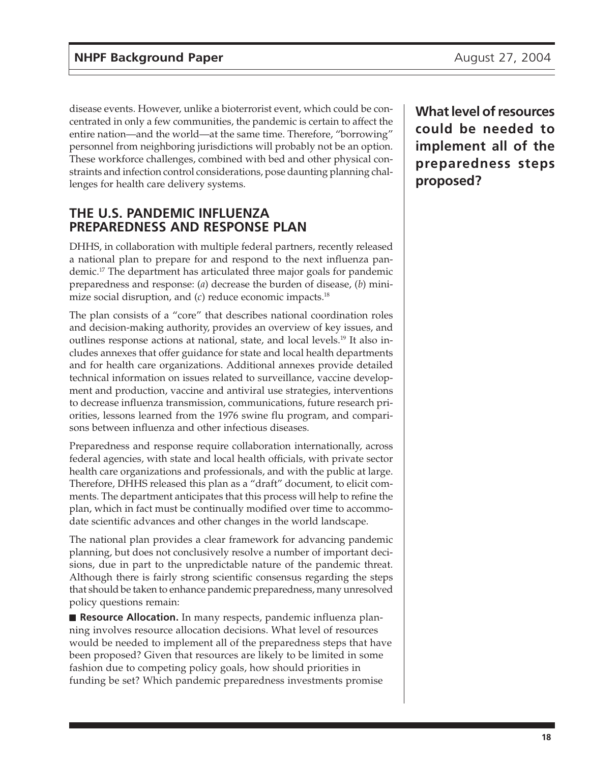disease events. However, unlike a bioterrorist event, which could be concentrated in only a few communities, the pandemic is certain to affect the entire nation—and the world—at the same time. Therefore, "borrowing" personnel from neighboring jurisdictions will probably not be an option. These workforce challenges, combined with bed and other physical constraints and infection control considerations, pose daunting planning challenges for health care delivery systems.

## THE U.S. PANDEMIC INFLUENZA PREPAREDNESS AND RESPONSE PLAN

DHHS, in collaboration with multiple federal partners, recently released a national plan to prepare for and respond to the next influenza pandemic.[17] The department has articulated three major goals for pandemic preparedness and response: (*a*) decrease the burden of disease, (*b*) minimize social disruption, and (*c*) reduce economic impacts.[18]

The plan consists of a "core" that describes national coordination roles and decision-making authority, provides an overview of key issues, and outlines response actions at national, state, and local levels.[19] It also includes annexes that offer guidance for state and local health departments and for health care organizations. Additional annexes provide detailed technical information on issues related to surveillance, vaccine development and production, vaccine and antiviral use strategies, interventions to decrease influenza transmission, communications, future research priorities, lessons learned from the 1976 swine flu program, and comparisons between influenza and other infectious diseases.

Preparedness and response require collaboration internationally, across federal agencies, with state and local health officials, with private sector health care organizations and professionals, and with the public at large. Therefore, DHHS released this plan as a "draft" document, to elicit comments. The department anticipates that this process will help to refine the plan, which in fact must be continually modified over time to accommodate scientific advances and other changes in the world landscape.

The national plan provides a clear framework for advancing pandemic planning, but does not conclusively resolve a number of important decisions, due in part to the unpredictable nature of the pandemic threat. Although there is fairly strong scientific consensus regarding the steps that should be taken to enhance pandemic preparedness, many unresolved policy questions remain:

- **Resource Allocation.** In many respects, pandemic influenza planning involves resource allocation decisions. What level of resources would be needed to implement all of the preparedness steps that have been proposed? Given that resources are likely to be limited in some fashion due to competing policy goals, how should priorities in funding be set? Which pandemic preparedness investments promise

**What level of resources could be needed to implement all of the preparedness steps proposed?**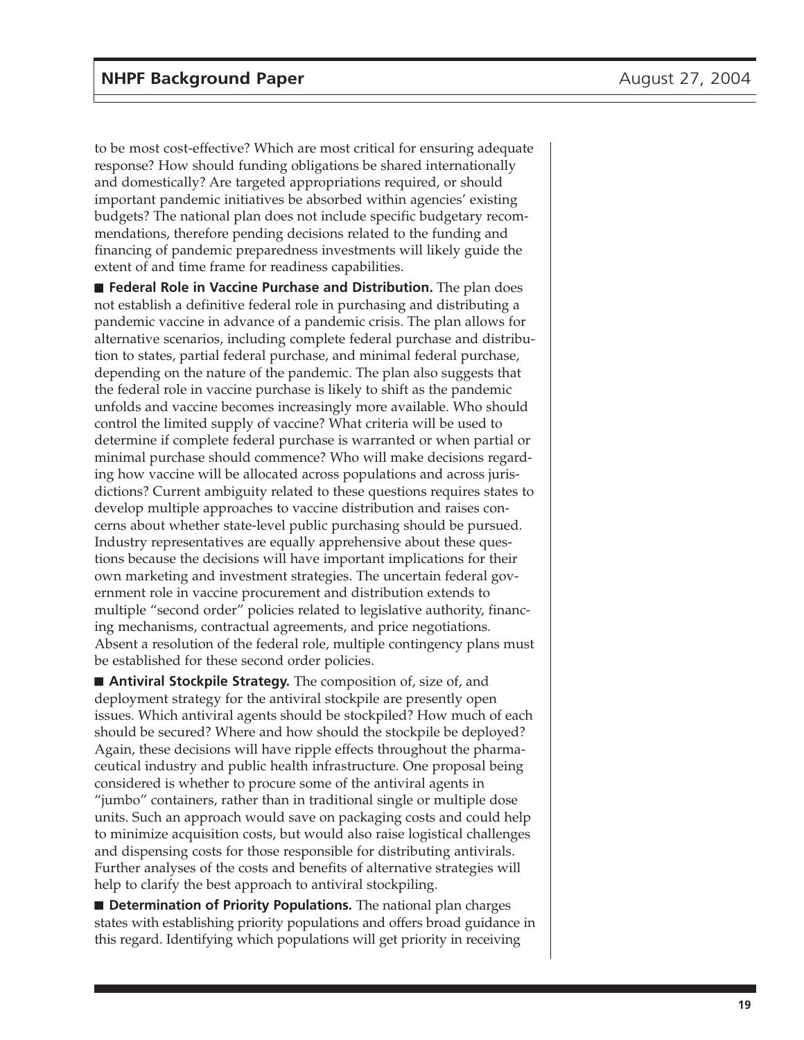to be most cost-effective? Which are most critical for ensuring adequate response? How should funding obligations be shared internationally and domestically? Are targeted appropriations required, or should important pandemic initiatives be absorbed within agencies' existing budgets? The national plan does not include specific budgetary recommendations, therefore pending decisions related to the funding and financing of pandemic preparedness investments will likely guide the extent of and time frame for readiness capabilities.

■ **Federal Role in Vaccine Purchase and Distribution.** The plan does not establish a definitive federal role in purchasing and distributing a pandemic vaccine in advance of a pandemic crisis. The plan allows for alternative scenarios, including complete federal purchase and distribution to states, partial federal purchase, and minimal federal purchase, depending on the nature of the pandemic. The plan also suggests that the federal role in vaccine purchase is likely to shift as the pandemic unfolds and vaccine becomes increasingly more available. Who should control the limited supply of vaccine? What criteria will be used to determine if complete federal purchase is warranted or when partial or minimal purchase should commence? Who will make decisions regarding how vaccine will be allocated across populations and across jurisdictions? Current ambiguity related to these questions requires states to develop multiple approaches to vaccine distribution and raises concerns about whether state-level public purchasing should be pursued. Industry representatives are equally apprehensive about these questions because the decisions will have important implications for their own marketing and investment strategies. The uncertain federal government role in vaccine procurement and distribution extends to multiple "second order" policies related to legislative authority, financing mechanisms, contractual agreements, and price negotiations. Absent a resolution of the federal role, multiple contingency plans must be established for these second order policies.

■ **Antiviral Stockpile Strategy.** The composition of, size of, and deployment strategy for the antiviral stockpile are presently open issues. Which antiviral agents should be stockpiled? How much of each should be secured? Where and how should the stockpile be deployed? Again, these decisions will have ripple effects throughout the pharmaceutical industry and public health infrastructure. One proposal being considered is whether to procure some of the antiviral agents in "jumbo" containers, rather than in traditional single or multiple dose units. Such an approach would save on packaging costs and could help to minimize acquisition costs, but would also raise logistical challenges and dispensing costs for those responsible for distributing antivirals. Further analyses of the costs and benefits of alternative strategies will help to clarify the best approach to antiviral stockpiling.

■ **Determination of Priority Populations.** The national plan charges states with establishing priority populations and offers broad guidance in this regard. Identifying which populations will get priority in receiving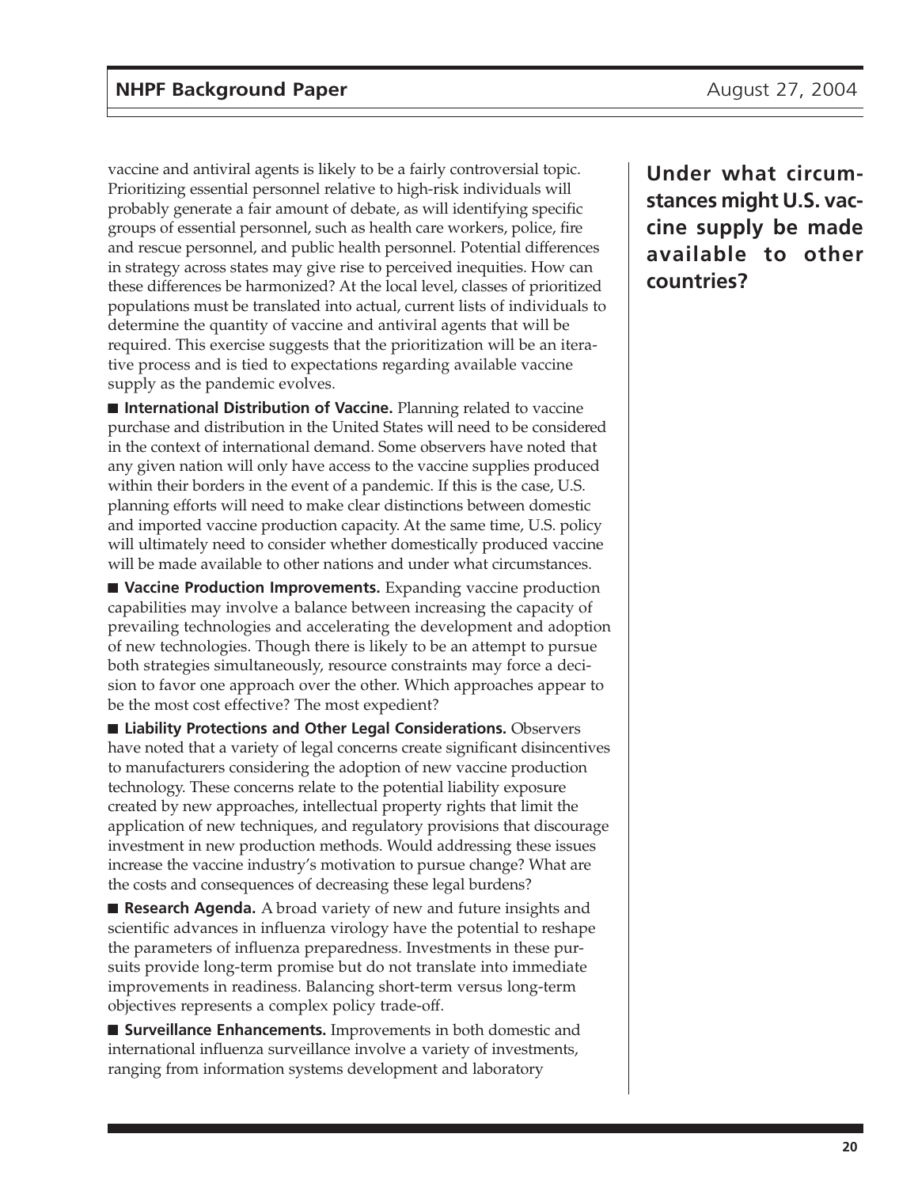vaccine and antiviral agents is likely to be a fairly controversial topic. Prioritizing essential personnel relative to high-risk individuals will probably generate a fair amount of debate, as will identifying specific groups of essential personnel, such as health care workers, police, fire and rescue personnel, and public health personnel. Potential differences in strategy across states may give rise to perceived inequities. How can these differences be harmonized? At the local level, classes of prioritized populations must be translated into actual, current lists of individuals to determine the quantity of vaccine and antiviral agents that will be required. This exercise suggests that the prioritization will be an iterative process and is tied to expectations regarding available vaccine supply as the pandemic evolves.

**Under what circumstances might U.S. vaccine supply be made available to other countries?**

■ **International Distribution of Vaccine.** Planning related to vaccine purchase and distribution in the United States will need to be considered in the context of international demand. Some observers have noted that any given nation will only have access to the vaccine supplies produced within their borders in the event of a pandemic. If this is the case, U.S. planning efforts will need to make clear distinctions between domestic and imported vaccine production capacity. At the same time, U.S. policy will ultimately need to consider whether domestically produced vaccine will be made available to other nations and under what circumstances.

■ **Vaccine Production Improvements.** Expanding vaccine production capabilities may involve a balance between increasing the capacity of prevailing technologies and accelerating the development and adoption of new technologies. Though there is likely to be an attempt to pursue both strategies simultaneously, resource constraints may force a decision to favor one approach over the other. Which approaches appear to be the most cost effective? The most expedient?

■ **Liability Protections and Other Legal Considerations.** Observers have noted that a variety of legal concerns create significant disincentives to manufacturers considering the adoption of new vaccine production technology. These concerns relate to the potential liability exposure created by new approaches, intellectual property rights that limit the application of new techniques, and regulatory provisions that discourage investment in new production methods. Would addressing these issues increase the vaccine industry's motivation to pursue change? What are the costs and consequences of decreasing these legal burdens?

■ **Research Agenda.** A broad variety of new and future insights and scientific advances in influenza virology have the potential to reshape the parameters of influenza preparedness. Investments in these pursuits provide long-term promise but do not translate into immediate improvements in readiness. Balancing short-term versus long-term objectives represents a complex policy trade-off.

■ **Surveillance Enhancements.** Improvements in both domestic and international influenza surveillance involve a variety of investments, ranging from information systems development and laboratory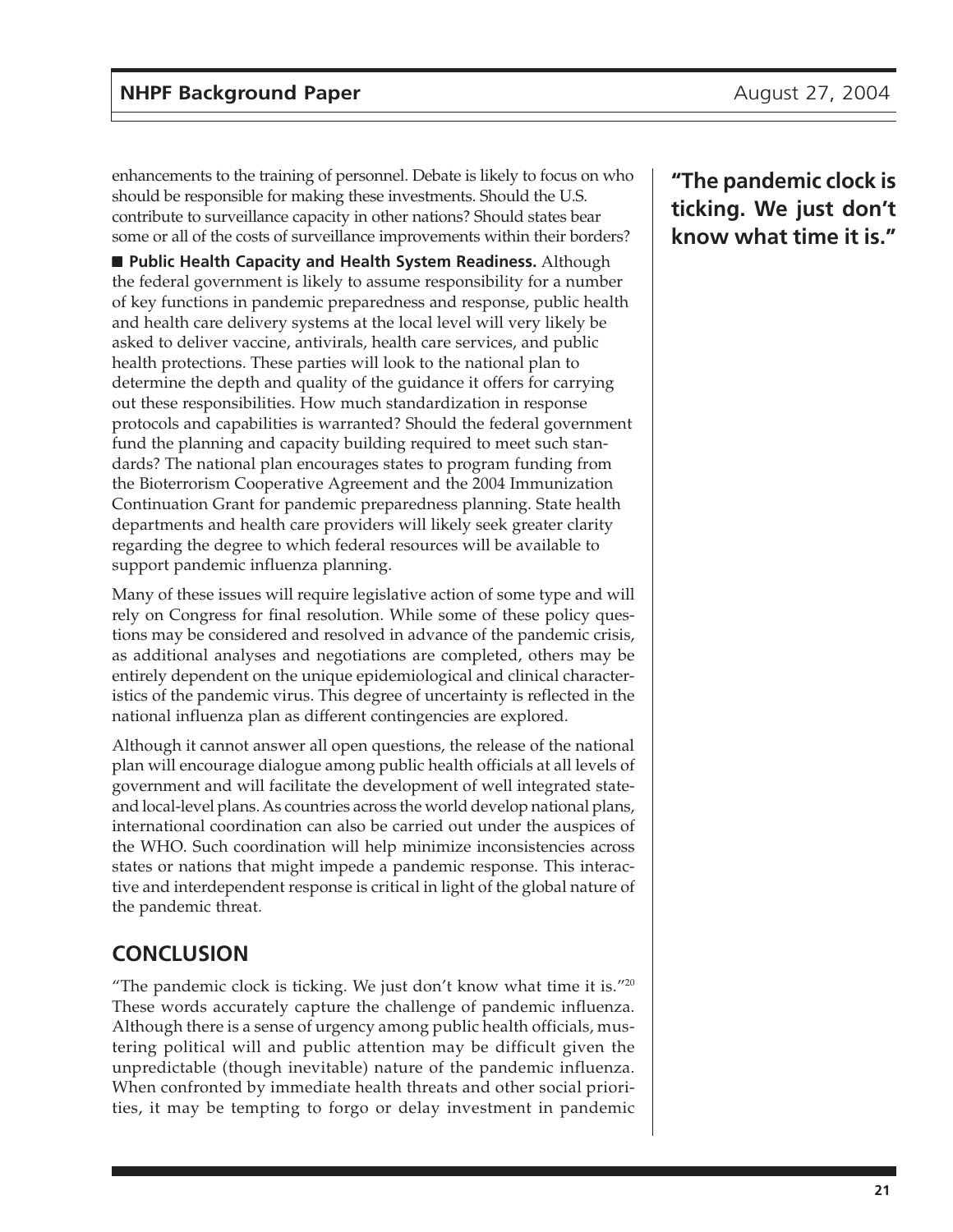enhancements to the training of personnel. Debate is likely to focus on who should be responsible for making these investments. Should the U.S. contribute to surveillance capacity in other nations? Should states bear some or all of the costs of surveillance improvements within their borders?

**"The pandemic clock is ticking. We just don't know what time it is."**

■ **Public Health Capacity and Health System Readiness.** Although the federal government is likely to assume responsibility for a number of key functions in pandemic preparedness and response, public health and health care delivery systems at the local level will very likely be asked to deliver vaccine, antivirals, health care services, and public health protections. These parties will look to the national plan to determine the depth and quality of the guidance it offers for carrying out these responsibilities. How much standardization in response protocols and capabilities is warranted? Should the federal government fund the planning and capacity building required to meet such standards? The national plan encourages states to program funding from the Bioterrorism Cooperative Agreement and the 2004 Immunization Continuation Grant for pandemic preparedness planning. State health departments and health care providers will likely seek greater clarity regarding the degree to which federal resources will be available to support pandemic influenza planning.

Many of these issues will require legislative action of some type and will rely on Congress for final resolution. While some of these policy questions may be considered and resolved in advance of the pandemic crisis, as additional analyses and negotiations are completed, others may be entirely dependent on the unique epidemiological and clinical characteristics of the pandemic virus. This degree of uncertainty is reflected in the national influenza plan as different contingencies are explored.

Although it cannot answer all open questions, the release of the national plan will encourage dialogue among public health officials at all levels of government and will facilitate the development of well integrated state- and local-level plans. As countries across the world develop national plans, international coordination can also be carried out under the auspices of the WHO. Such coordination will help minimize inconsistencies across states or nations that might impede a pandemic response. This interactive and interdependent response is critical in light of the global nature of the pandemic threat.

## CONCLUSION

"The pandemic clock is ticking. We just don't know what time it is."[20] These words accurately capture the challenge of pandemic influenza. Although there is a sense of urgency among public health officials, mustering political will and public attention may be difficult given the unpredictable (though inevitable) nature of the pandemic influenza. When confronted by immediate health threats and other social priorities, it may be tempting to forgo or delay investment in pandemic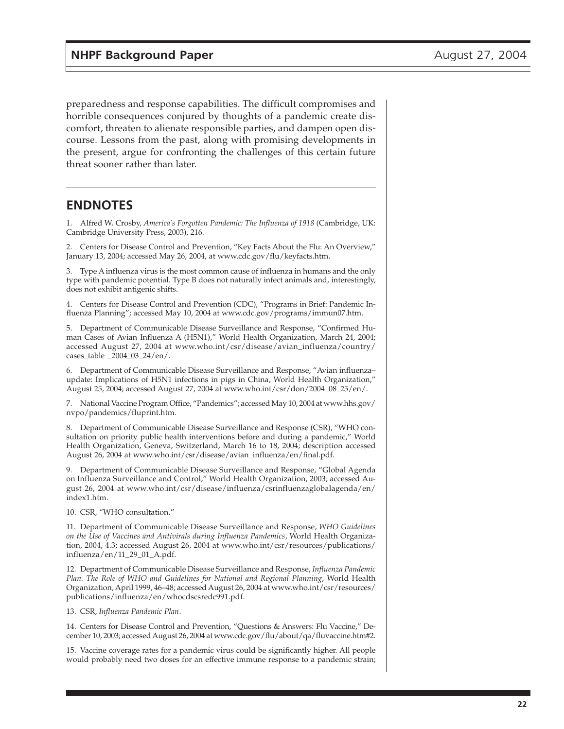preparedness and response capabilities. The difficult compromises and horrible consequences conjured by thoughts of a pandemic create discomfort, threaten to alienate responsible parties, and dampen open discourse. Lessons from the past, along with promising developments in the present, argue for confronting the challenges of this certain future threat sooner rather than later.

---

## ENDNOTES

1. Alfred W. Crosby, *America's Forgotten Pandemic: The Influenza of 1918* (Cambridge, UK: Cambridge University Press, 2003), 216.

2. Centers for Disease Control and Prevention, "Key Facts About the Flu: An Overview," January 13, 2004; accessed May 26, 2004, at www.cdc.gov/flu/keyfacts.htm.

3. Type A influenza virus is the most common cause of influenza in humans and the only type with pandemic potential. Type B does not naturally infect animals and, interestingly, does not exhibit antigenic shifts.

4. Centers for Disease Control and Prevention (CDC), "Programs in Brief: Pandemic Influenza Planning"; accessed May 10, 2004 at www.cdc.gov/programs/immun07.htm.

5. Department of Communicable Disease Surveillance and Response, "Confirmed Human Cases of Avian Influenza A (H5N1)," World Health Organization, March 24, 2004; accessed August 27, 2004 at www.who.int/csr/disease/avian_influenza/country/cases_table _2004_03_24/en/.

6. Department of Communicable Disease Surveillance and Response, "Avian influenza–update: Implications of H5N1 infections in pigs in China, World Health Organization," August 25, 2004; accessed August 27, 2004 at www.who.int/csr/don/2004_08_25/en/.

7. National Vaccine Program Office, "Pandemics"; accessed May 10, 2004 at www.hhs.gov/nvpo/pandemics/fluprint.htm.

8. Department of Communicable Disease Surveillance and Response (CSR), "WHO consultation on priority public health interventions before and during a pandemic," World Health Organization, Geneva, Switzerland, March 16 to 18, 2004; description accessed August 26, 2004 at www.who.int/csr/disease/avian_influenza/en/final.pdf.

9. Department of Communicable Disease Surveillance and Response, "Global Agenda on Influenza Surveillance and Control," World Health Organization, 2003; accessed August 26, 2004 at www.who.int/csr/disease/influenza/csrinfluenzaglobalagenda/en/index1.htm.

10. CSR, "WHO consultation."

11. Department of Communicable Disease Surveillance and Response, *WHO Guidelines on the Use of Vaccines and Antivirals during Influenza Pandemics*, World Health Organization, 2004, 4.3; accessed August 26, 2004 at www.who.int/csr/resources/publications/influenza/en/11_29_01_A.pdf.

12. Department of Communicable Disease Surveillance and Response, *Influenza Pandemic Plan. The Role of WHO and Guidelines for National and Regional Planning*, World Health Organization, April 1999, 46–48; accessed August 26, 2004 at www.who.int/csr/resources/publications/influenza/en/whocdscsredc991.pdf.

13. CSR, *Influenza Pandemic Plan*.

14. Centers for Disease Control and Prevention, "Questions & Answers: Flu Vaccine," December 10, 2003; accessed August 26, 2004 at www.cdc.gov/flu/about/qa/fluvaccine.htm#2.

15. Vaccine coverage rates for a pandemic virus could be significantly higher. All people would probably need two doses for an effective immune response to a pandemic strain;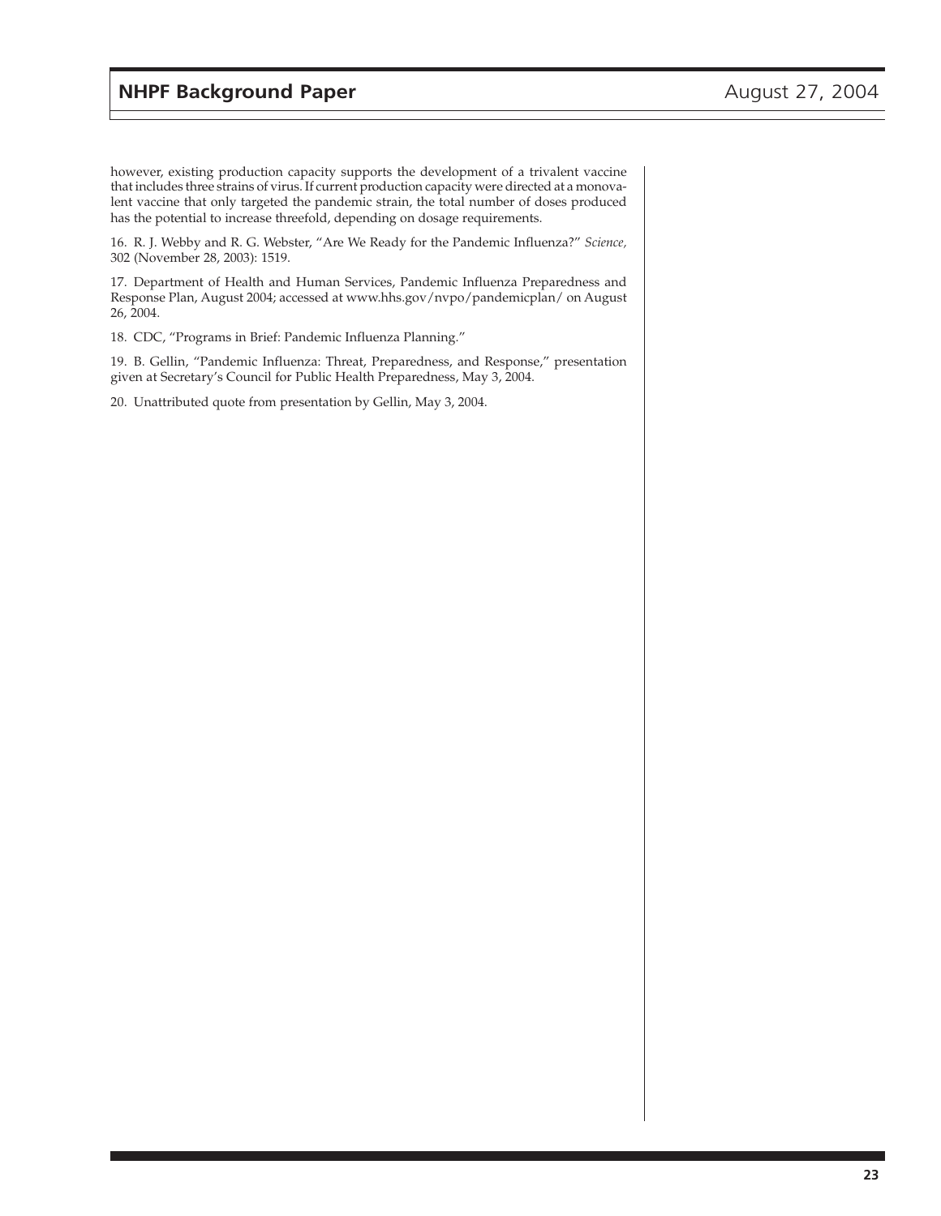however, existing production capacity supports the development of a trivalent vaccine that includes three strains of virus. If current production capacity were directed at a monovalent vaccine that only targeted the pandemic strain, the total number of doses produced has the potential to increase threefold, depending on dosage requirements.

16. R. J. Webby and R. G. Webster, "Are We Ready for the Pandemic Influenza?" *Science,* 302 (November 28, 2003): 1519.

17. Department of Health and Human Services, Pandemic Influenza Preparedness and Response Plan, August 2004; accessed at www.hhs.gov/nvpo/pandemicplan/ on August 26, 2004.

18. CDC, "Programs in Brief: Pandemic Influenza Planning."

19. B. Gellin, "Pandemic Influenza: Threat, Preparedness, and Response," presentation given at Secretary's Council for Public Health Preparedness, May 3, 2004.

20. Unattributed quote from presentation by Gellin, May 3, 2004.